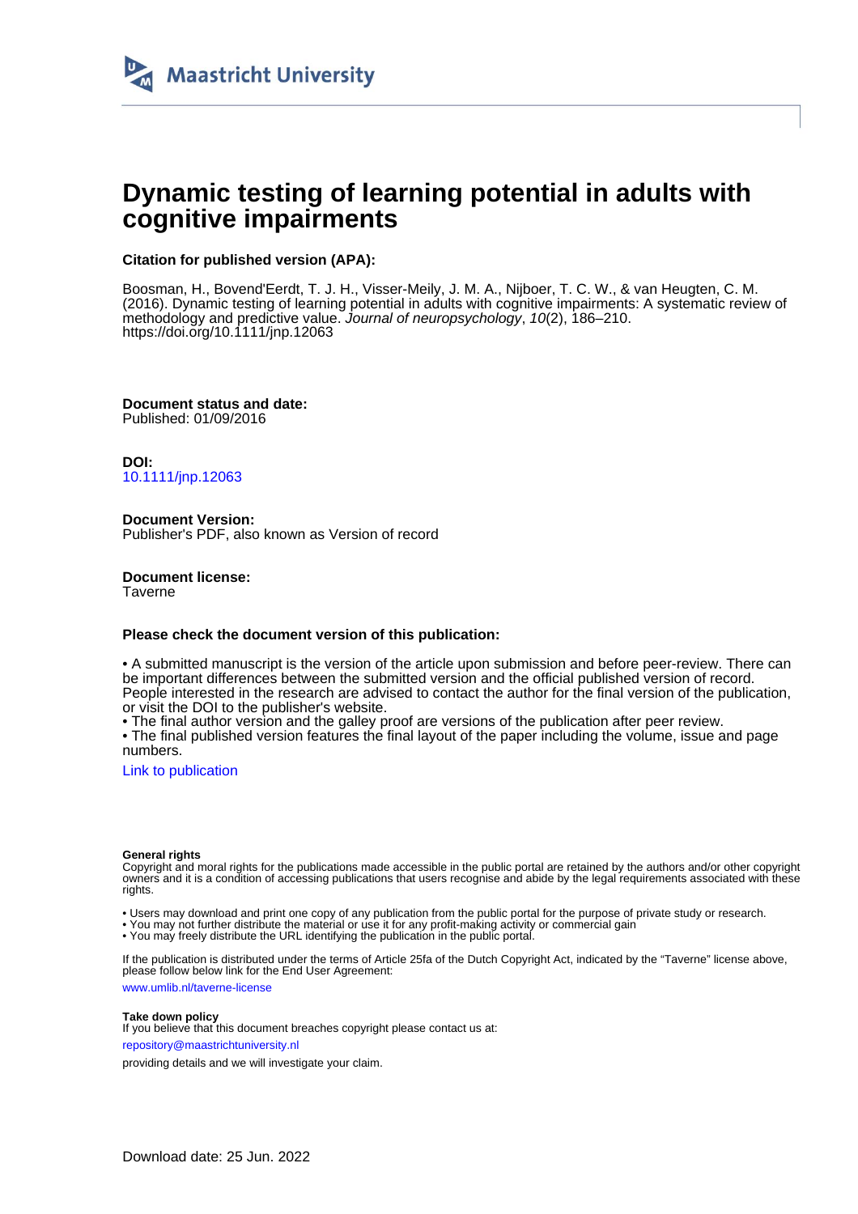Maastricht University

# Dynamic testing of learning potential in adults with cognitive impairments

**Citation for published version (APA):**

Boosman, H., Bovend'Eerdt, T. J. H., Visser-Meily, J. M. A., Nijboer, T. C. W., & van Heugten, C. M. (2016). Dynamic testing of learning potential in adults with cognitive impairments: A systematic review of methodology and predictive value. *Journal of neuropsychology*, *10*(2), 186–210. https://doi.org/10.1111/jnp.12063

**Document status and date:**
Published: 01/09/2016

**DOI:**
10.1111/jnp.12063

**Document Version:**
Publisher's PDF, also known as Version of record

**Document license:**
Taverne

**Please check the document version of this publication:**

• A submitted manuscript is the version of the article upon submission and before peer-review. There can be important differences between the submitted version and the official published version of record. People interested in the research are advised to contact the author for the final version of the publication, or visit the DOI to the publisher's website.
• The final author version and the galley proof are versions of the publication after peer review.
• The final published version features the final layout of the paper including the volume, issue and page numbers.

Link to publication

**General rights**
Copyright and moral rights for the publications made accessible in the public portal are retained by the authors and/or other copyright owners and it is a condition of accessing publications that users recognise and abide by the legal requirements associated with these rights.

• Users may download and print one copy of any publication from the public portal for the purpose of private study or research.
• You may not further distribute the material or use it for any profit-making activity or commercial gain
• You may freely distribute the URL identifying the publication in the public portal.

If the publication is distributed under the terms of Article 25fa of the Dutch Copyright Act, indicated by the "Taverne" license above, please follow below link for the End User Agreement:

www.umlib.nl/taverne-license

**Take down policy**
If you believe that this document breaches copyright please contact us at:

repository@maastrichtuniversity.nl

providing details and we will investigate your claim.

Download date: 25 Jun. 2022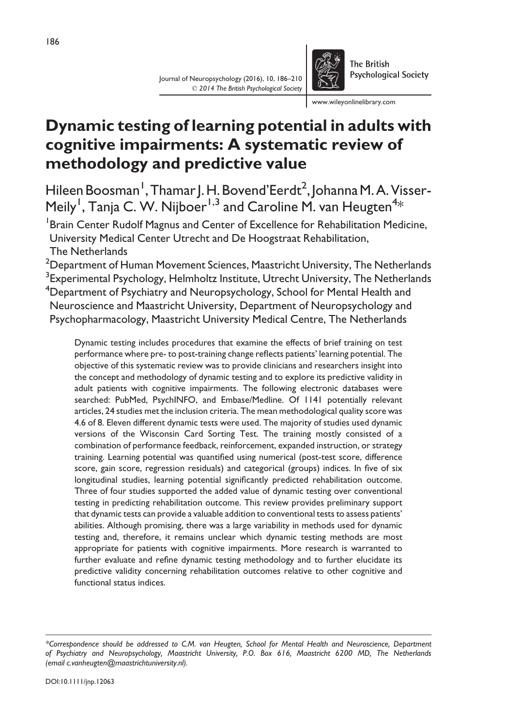# Dynamic testing of learning potential in adults with cognitive impairments: A systematic review of methodology and predictive value

Hileen Boosman[1], Thamar J. H. Bovend'Eerdt[2], Johanna M. A. Visser-Meily[1], Tanja C. W. Nijboer[1,3] and Caroline M. van Heugten[4]*

[1]Brain Center Rudolf Magnus and Center of Excellence for Rehabilitation Medicine, University Medical Center Utrecht and De Hoogstraat Rehabilitation, The Netherlands

[2]Department of Human Movement Sciences, Maastricht University, The Netherlands

[3]Experimental Psychology, Helmholtz Institute, Utrecht University, The Netherlands

[4]Department of Psychiatry and Neuropsychology, School for Mental Health and Neuroscience and Maastricht University, Department of Neuropsychology and Psychopharmacology, Maastricht University Medical Centre, The Netherlands

Dynamic testing includes procedures that examine the effects of brief training on test performance where pre- to post-training change reflects patients' learning potential. The objective of this systematic review was to provide clinicians and researchers insight into the concept and methodology of dynamic testing and to explore its predictive validity in adult patients with cognitive impairments. The following electronic databases were searched: PubMed, PsychINFO, and Embase/Medline. Of 1141 potentially relevant articles, 24 studies met the inclusion criteria. The mean methodological quality score was 4.6 of 8. Eleven different dynamic tests were used. The majority of studies used dynamic versions of the Wisconsin Card Sorting Test. The training mostly consisted of a combination of performance feedback, reinforcement, expanded instruction, or strategy training. Learning potential was quantified using numerical (post-test score, difference score, gain score, regression residuals) and categorical (groups) indices. In five of six longitudinal studies, learning potential significantly predicted rehabilitation outcome. Three of four studies supported the added value of dynamic testing over conventional testing in predicting rehabilitation outcome. This review provides preliminary support that dynamic tests can provide a valuable addition to conventional tests to assess patients' abilities. Although promising, there was a large variability in methods used for dynamic testing and, therefore, it remains unclear which dynamic testing methods are most appropriate for patients with cognitive impairments. More research is warranted to further evaluate and refine dynamic testing methodology and to further elucidate its predictive validity concerning rehabilitation outcomes relative to other cognitive and functional status indices.

*Correspondence should be addressed to C.M. van Heugten, School for Mental Health and Neuroscience, Department of Psychiatry and Neuropsychology, Maastricht University, P.O. Box 616, Maastricht 6200 MD, The Netherlands (email c.vanheugten@maastrichtuniversity.nl).*

DOI:10.1111/jnp.12063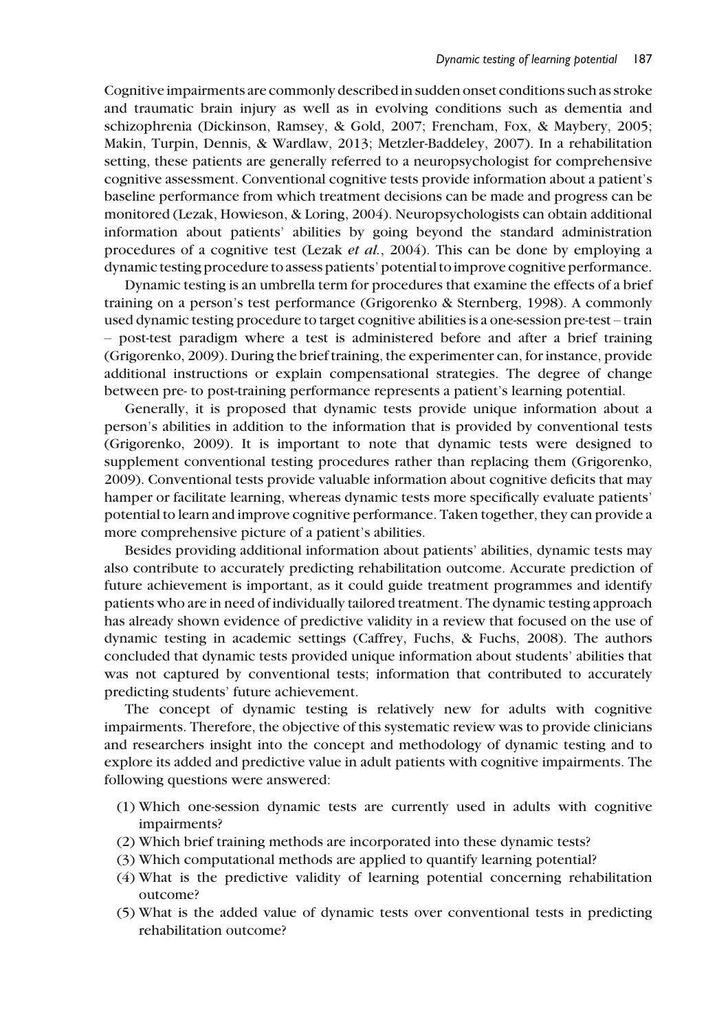Cognitive impairments are commonly described in sudden onset conditions such as stroke and traumatic brain injury as well as in evolving conditions such as dementia and schizophrenia (Dickinson, Ramsey, & Gold, 2007; Frencham, Fox, & Maybery, 2005; Makin, Turpin, Dennis, & Wardlaw, 2013; Metzler-Baddeley, 2007). In a rehabilitation setting, these patients are generally referred to a neuropsychologist for comprehensive cognitive assessment. Conventional cognitive tests provide information about a patient's baseline performance from which treatment decisions can be made and progress can be monitored (Lezak, Howieson, & Loring, 2004). Neuropsychologists can obtain additional information about patients' abilities by going beyond the standard administration procedures of a cognitive test (Lezak *et al.*, 2004). This can be done by employing a dynamic testing procedure to assess patients' potential to improve cognitive performance.

Dynamic testing is an umbrella term for procedures that examine the effects of a brief training on a person's test performance (Grigorenko & Sternberg, 1998). A commonly used dynamic testing procedure to target cognitive abilities is a one-session pre-test – train – post-test paradigm where a test is administered before and after a brief training (Grigorenko, 2009). During the brief training, the experimenter can, for instance, provide additional instructions or explain compensational strategies. The degree of change between pre- to post-training performance represents a patient's learning potential.

Generally, it is proposed that dynamic tests provide unique information about a person's abilities in addition to the information that is provided by conventional tests (Grigorenko, 2009). It is important to note that dynamic tests were designed to supplement conventional testing procedures rather than replacing them (Grigorenko, 2009). Conventional tests provide valuable information about cognitive deficits that may hamper or facilitate learning, whereas dynamic tests more specifically evaluate patients' potential to learn and improve cognitive performance. Taken together, they can provide a more comprehensive picture of a patient's abilities.

Besides providing additional information about patients' abilities, dynamic tests may also contribute to accurately predicting rehabilitation outcome. Accurate prediction of future achievement is important, as it could guide treatment programmes and identify patients who are in need of individually tailored treatment. The dynamic testing approach has already shown evidence of predictive validity in a review that focused on the use of dynamic testing in academic settings (Caffrey, Fuchs, & Fuchs, 2008). The authors concluded that dynamic tests provided unique information about students' abilities that was not captured by conventional tests; information that contributed to accurately predicting students' future achievement.

The concept of dynamic testing is relatively new for adults with cognitive impairments. Therefore, the objective of this systematic review was to provide clinicians and researchers insight into the concept and methodology of dynamic testing and to explore its added and predictive value in adult patients with cognitive impairments. The following questions were answered:

(1) Which one-session dynamic tests are currently used in adults with cognitive impairments?
(2) Which brief training methods are incorporated into these dynamic tests?
(3) Which computational methods are applied to quantify learning potential?
(4) What is the predictive validity of learning potential concerning rehabilitation outcome?
(5) What is the added value of dynamic tests over conventional tests in predicting rehabilitation outcome?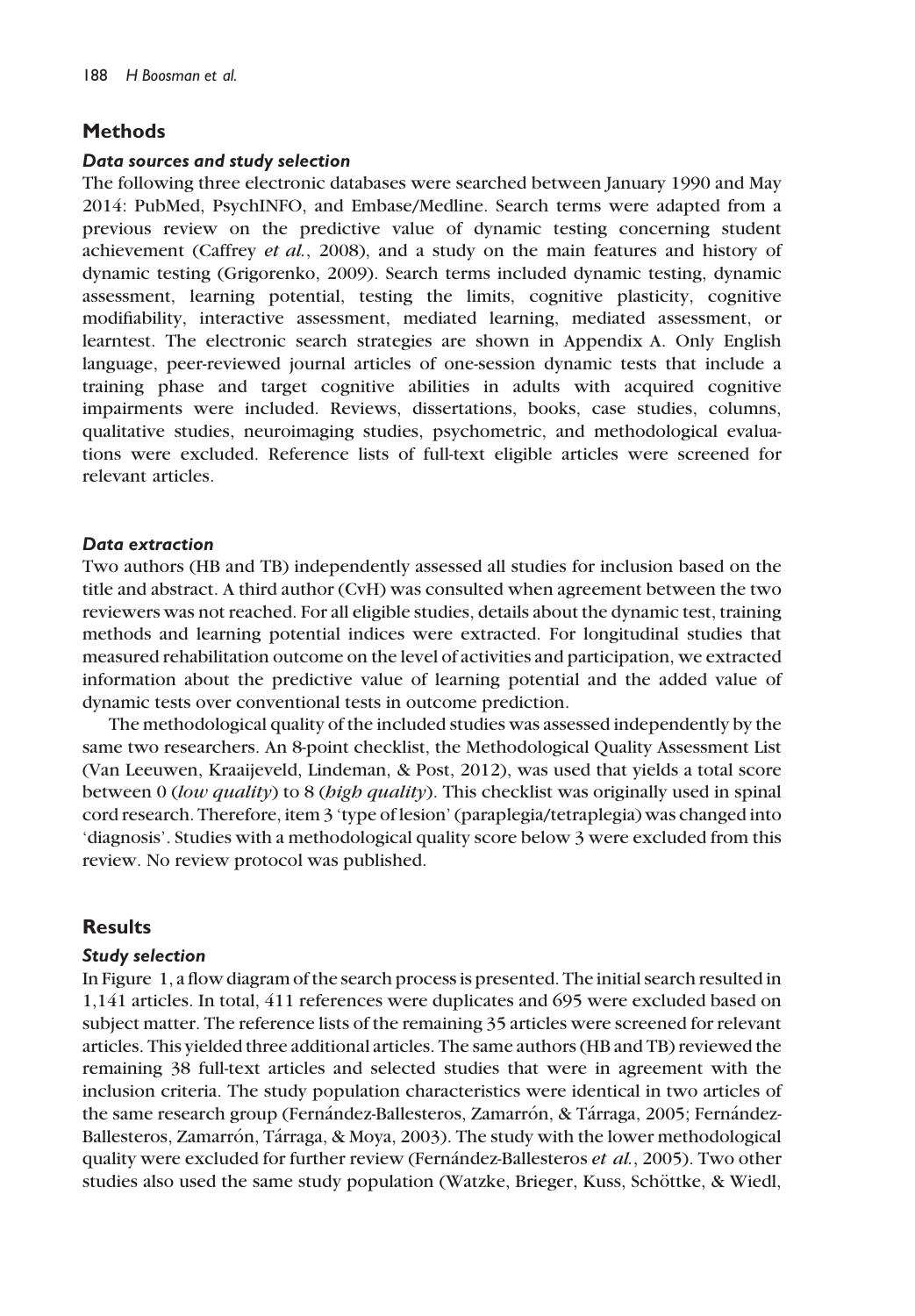## Methods

### Data sources and study selection

The following three electronic databases were searched between January 1990 and May 2014: PubMed, PsychINFO, and Embase/Medline. Search terms were adapted from a previous review on the predictive value of dynamic testing concerning student achievement (Caffrey *et al.*, 2008), and a study on the main features and history of dynamic testing (Grigorenko, 2009). Search terms included dynamic testing, dynamic assessment, learning potential, testing the limits, cognitive plasticity, cognitive modifiability, interactive assessment, mediated learning, mediated assessment, or learntest. The electronic search strategies are shown in Appendix A. Only English language, peer-reviewed journal articles of one-session dynamic tests that include a training phase and target cognitive abilities in adults with acquired cognitive impairments were included. Reviews, dissertations, books, case studies, columns, qualitative studies, neuroimaging studies, psychometric, and methodological evaluations were excluded. Reference lists of full-text eligible articles were screened for relevant articles.

### Data extraction

Two authors (HB and TB) independently assessed all studies for inclusion based on the title and abstract. A third author (CvH) was consulted when agreement between the two reviewers was not reached. For all eligible studies, details about the dynamic test, training methods and learning potential indices were extracted. For longitudinal studies that measured rehabilitation outcome on the level of activities and participation, we extracted information about the predictive value of learning potential and the added value of dynamic tests over conventional tests in outcome prediction.

The methodological quality of the included studies was assessed independently by the same two researchers. An 8-point checklist, the Methodological Quality Assessment List (Van Leeuwen, Kraaijeveld, Lindeman, & Post, 2012), was used that yields a total score between 0 (*low quality*) to 8 (*high quality*). This checklist was originally used in spinal cord research. Therefore, item 3 'type of lesion' (paraplegia/tetraplegia) was changed into 'diagnosis'. Studies with a methodological quality score below 3 were excluded from this review. No review protocol was published.

## Results

### Study selection

In Figure 1, a flow diagram of the search process is presented. The initial search resulted in 1,141 articles. In total, 411 references were duplicates and 695 were excluded based on subject matter. The reference lists of the remaining 35 articles were screened for relevant articles. This yielded three additional articles. The same authors (HB and TB) reviewed the remaining 38 full-text articles and selected studies that were in agreement with the inclusion criteria. The study population characteristics were identical in two articles of the same research group (Fernández-Ballesteros, Zamarrón, & Tárraga, 2005; Fernández-Ballesteros, Zamarrón, Tárraga, & Moya, 2003). The study with the lower methodological quality were excluded for further review (Fernández-Ballesteros *et al.*, 2005). Two other studies also used the same study population (Watzke, Brieger, Kuss, Schöttke, & Wiedl,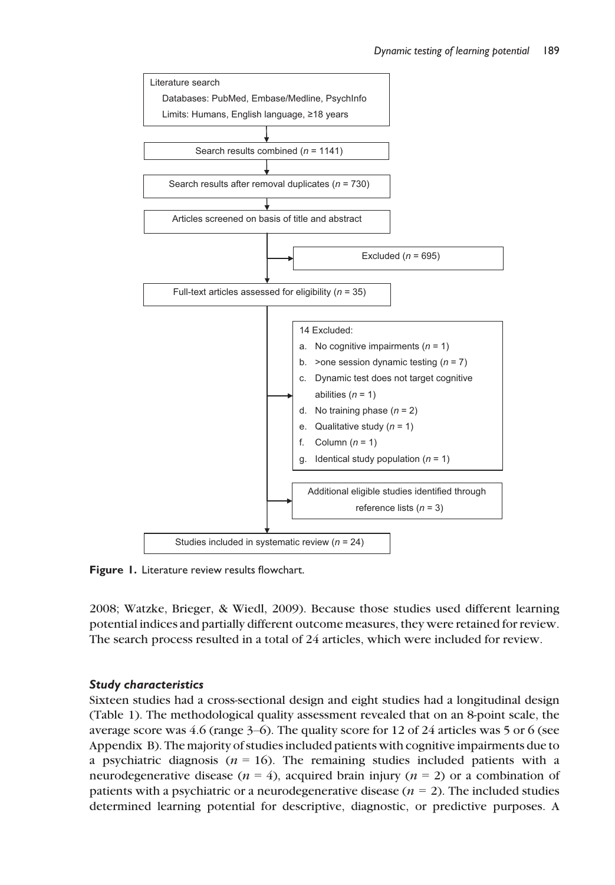Literature search

Databases: PubMed, Embase/Medline, PsychInfo

Limits: Humans, English language, ≥18 years

↓

Search results combined ($n$ = 1141)

↓

Search results after removal duplicates ($n$ = 730)

↓

Articles screened on basis of title and abstract

→ Excluded ($n$ = 695)

↓

Full-text articles assessed for eligibility ($n$ = 35)

→ 14 Excluded:

a. No cognitive impairments ($n$ = 1)
b. >one session dynamic testing ($n$ = 7)
c. Dynamic test does not target cognitive abilities ($n$ = 1)
d. No training phase ($n$ = 2)
e. Qualitative study ($n$ = 1)
f. Column ($n$ = 1)
g. Identical study population ($n$ = 1)

→ Additional eligible studies identified through reference lists ($n$ = 3)

↓

Studies included in systematic review ($n$ = 24)

**Figure 1.** Literature review results flowchart.

2008; Watzke, Brieger, & Wiedl, 2009). Because those studies used different learning potential indices and partially different outcome measures, they were retained for review. The search process resulted in a total of 24 articles, which were included for review.

### *Study characteristics*

Sixteen studies had a cross-sectional design and eight studies had a longitudinal design (Table 1). The methodological quality assessment revealed that on an 8-point scale, the average score was 4.6 (range 3–6). The quality score for 12 of 24 articles was 5 or 6 (see Appendix B). The majority of studies included patients with cognitive impairments due to a psychiatric diagnosis ($n$ = 16). The remaining studies included patients with a neurodegenerative disease ($n$ = 4), acquired brain injury ($n$ = 2) or a combination of patients with a psychiatric or a neurodegenerative disease ($n$ = 2). The included studies determined learning potential for descriptive, diagnostic, or predictive purposes. A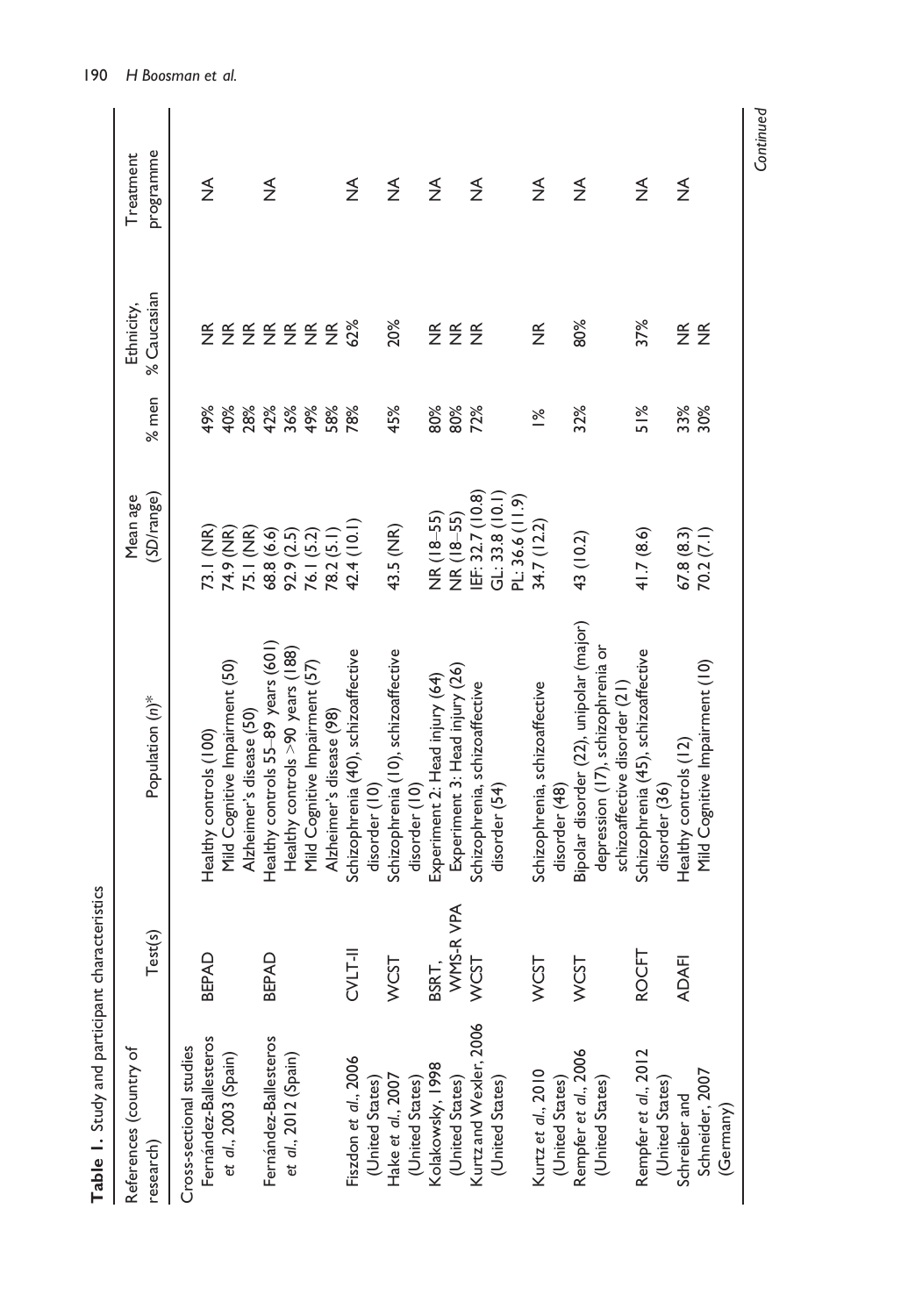**Table 1.** Study and participant characteristics

| References (country of research) | Test(s) | Population (n)* | Mean age (SD/range) | % men | Ethnicity, % Caucasian | Treatment programme |
|---|---|---|---|---|---|---|
| Cross-sectional studies | | | | | | |
| Fernández-Ballesteros et al., 2003 (Spain) | BEPAD | Healthy controls (100) | 73.1 (NR) | 49% | NR | NA |
| | | Mild Cognitive Impairment (50) | 74.9 (NR) | 40% | NR | |
| | | Alzheimer's disease (50) | 75.1 (NR) | 28% | NR | |
| Fernández-Ballesteros et al., 2012 (Spain) | BEPAD | Healthy controls 55–89 years (601) | 68.8 (6.6) | 42% | NR | NA |
| | | Healthy controls >90 years (188) | 92.9 (2.5) | 36% | NR | |
| | | Mild Cognitive Impairment (57) | 76.1 (5.2) | 49% | NR | |
| | | Alzheimer's disease (98) | 78.2 (5.1) | 58% | NR | |
| Fiszdon et al., 2006 (United States) | CVLT-II | Schizophrenia (40), schizoaffective disorder (10) | 42.4 (10.1) | 78% | 62% | NA |
| Hake et al., 2007 (United States) | WCST | Schizophrenia (10), schizoaffective disorder (10) | 43.5 (NR) | 45% | 20% | NA |
| Kolakowsky, 1998 (United States) | BSRT, WMS-R VPA | Experiment 2: Head injury (64) | NR (18–55) | 80% | NR | NA |
| | | Experiment 3: Head injury (26) | NR (18–55) | 80% | NR | |
| Kurtz and Wexler, 2006 (United States) | WCST | Schizophrenia, schizoaffective disorder (54) | IEF: 32.7 (10.8) GL: 33.8 (10.1) PL: 36.6 (11.9) | 72% | NR | NA |
| Kurtz et al., 2010 (United States) | WCST | Schizophrenia, schizoaffective disorder (48) | 34.7 (12.2) | 1% | NR | NA |
| Rempfer et al., 2006 (United States) | WCST | Bipolar disorder (22), unipolar (major) depression (17), schizophrenia or schizoaffective disorder (21) | 43 (10.2) | 32% | 80% | NA |
| Rempfer et al., 2012 (United States) | ROCFT | Schizophrenia (45), schizoaffective disorder (36) | 41.7 (8.6) | 51% | 37% | NA |
| Schreiber and Schneider, 2007 (Germany) | ADAFI | Healthy controls (12) | 67.8 (8.3) | 33% | NR | NA |
| | | Mild Cognitive Impairment (10) | 70.2 (7.1) | 30% | NR | |

*Continued*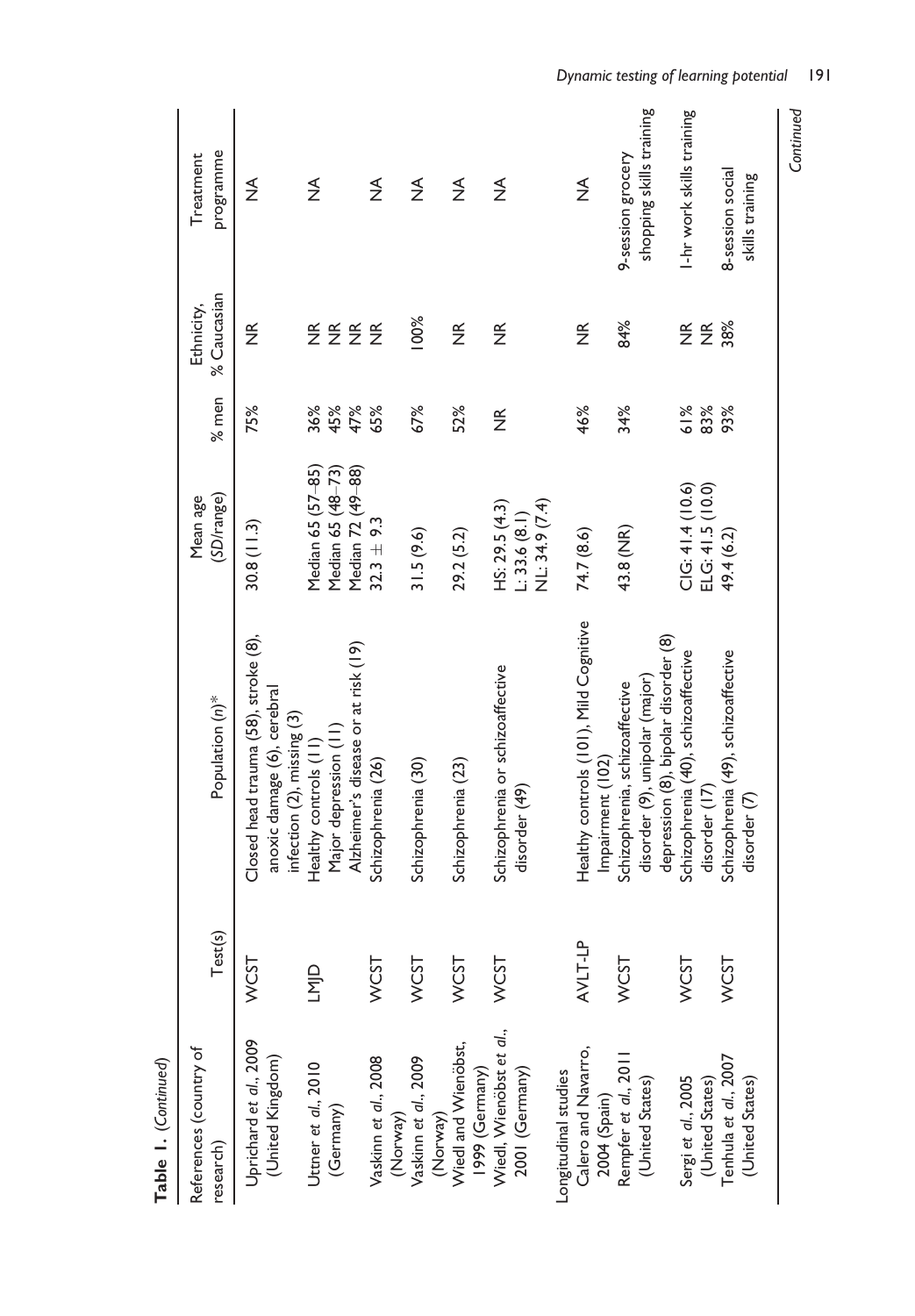**Table 1.** *(Continued)*

| References (country of research) | Test(s) | Population (*n*)* | Mean age (*SD*/range) | % men | Ethnicity, % Caucasian | Treatment programme |
|---|---|---|---|---|---|---|
| Uprichard *et al*., 2009 (United Kingdom) | WCST | Closed head trauma (58), stroke (8), anoxic damage (6), cerebral infection (2), missing (3) | 30.8 (11.3) | 75% | NR | NA |
| Uttner *et al*., 2010 (Germany) | LMJD | Healthy controls (11) | Median 65 (57–85) | 36% | NR | NA |
| | | Major depression (11) | Median 65 (48–73) | 45% | NR | |
| | | Alzheimer's disease or at risk (19) | Median 72 (49–88) | 47% | NR | |
| Vaskinn *et al*., 2008 (Norway) | WCST | Schizophrenia (26) | 32.3 ± 9.3 | 65% | NR | NA |
| Vaskinn *et al*., 2009 (Norway) | WCST | Schizophrenia (30) | 31.5 (9.6) | 67% | 100% | NA |
| Wiedl and Wienöbst, 1999 (Germany) | WCST | Schizophrenia (23) | 29.2 (5.2) | 52% | NR | NA |
| Wiedl, Wienöbst *et al*., 2001 (Germany) | WCST | Schizophrenia or schizoaffective disorder (49) | HS: 29.5 (4.3) L: 33.6 (8.1) NL: 34.9 (7.4) | NR | NR | NA |
| Longitudinal studies | | | | | | |
| Calero and Navarro, 2004 (Spain) | AVLT-LP | Healthy controls (101), Mild Cognitive Impairment (102) | 74.7 (8.6) | 46% | NR | NA |
| Rempfer *et al*., 2011 (United States) | WCST | Schizophrenia, schizoaffective disorder (9), unipolar (major) depression (8), bipolar disorder (8) | 43.8 (NR) | 34% | 84% | 9-session grocery shopping skills training |
| Sergi *et al*., 2005 (United States) | WCST | Schizophrenia (40), schizoaffective disorder (17) | CIG: 41.4 (10.6) ELG: 41.5 (10.0) | 61% 83% | NR NR | 1-hr work skills training |
| Tenhula *et al*., 2007 (United States) | WCST | Schizophrenia (49), schizoaffective disorder (7) | 49.4 (6.2) | 93% | 38% | 8-session social skills training |

*Continued*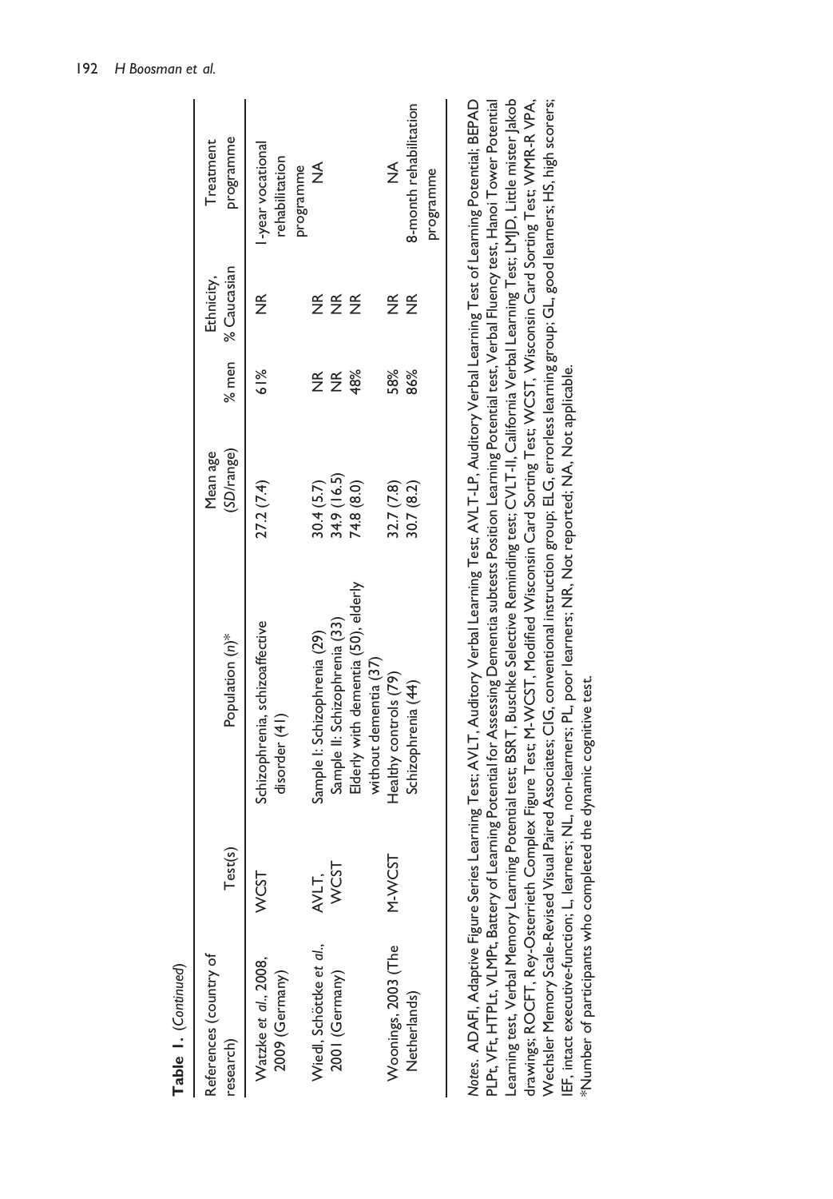**Table 1.** (*Continued*)

| References (country of research) | Test(s) | Population (*n*)* | Mean age (*SD*/range) | % men | Ethnicity, % Caucasian | Treatment programme |
|---|---|---|---|---|---|---|
| Watzke *et al*., 2008, 2009 (Germany) | WCST | Schizophrenia, schizoaffective disorder (41) | 27.2 (7.4) | 61% | NR | 1-year vocational rehabilitation programme |
| Wiedl, Schöttke *et al*., 2001 (Germany) | AVLT, WCST | Sample I: Schizophrenia (29) | 30.4 (5.7) | NR | NR | NA |
| | | Sample II: Schizophrenia (33) | 34.9 (16.5) | NR | NR | |
| | | Elderly with dementia (50), elderly without dementia (37) | 74.8 (8.0) | 48% | NR | |
| Woonings, 2003 (The Netherlands) | M-WCST | Healthy controls (79) | 32.7 (7.8) | 58% | NR | NA |
| | | Schizophrenia (44) | 30.7 (8.2) | 86% | NR | 8-month rehabilitation programme |

*Notes*. ADAFI, Adaptive Figure Series Learning Test; AVLT, Auditory Verbal Learning Test; AVLT-LP, Auditory Verbal Learning Test of Learning Potential; BEPAD PLPt, VFt, HTPLt, VLMPt, Battery of Learning Potential for Assessing Dementia subtests Position Learning Potential test, Verbal Fluency test, Hanoi Tower Potential Learning test, Verbal Memory Learning Potential test; BSRT, Buschke Selective Reminding test; CVLT-II, California Verbal Learning Test; LMJD, Little mister Jakob drawings; ROCFT, Rey-Osterrieth Complex Figure Test; M-WCST, Modified Wisconsin Card Sorting Test; WCST, Wisconsin Card Sorting Test; WMR-R VPA, Wechsler Memory Scale-Revised Visual Paired Associates; CIG, conventional instruction group; ELG, errorless learning group; GL, good learners; HS, high scorers; IEF, intact executive-function; L, learners; NL, non-learners; PL, poor learners; NR, Not reported; NA, Not applicable.

*Number of participants who completed the dynamic cognitive test.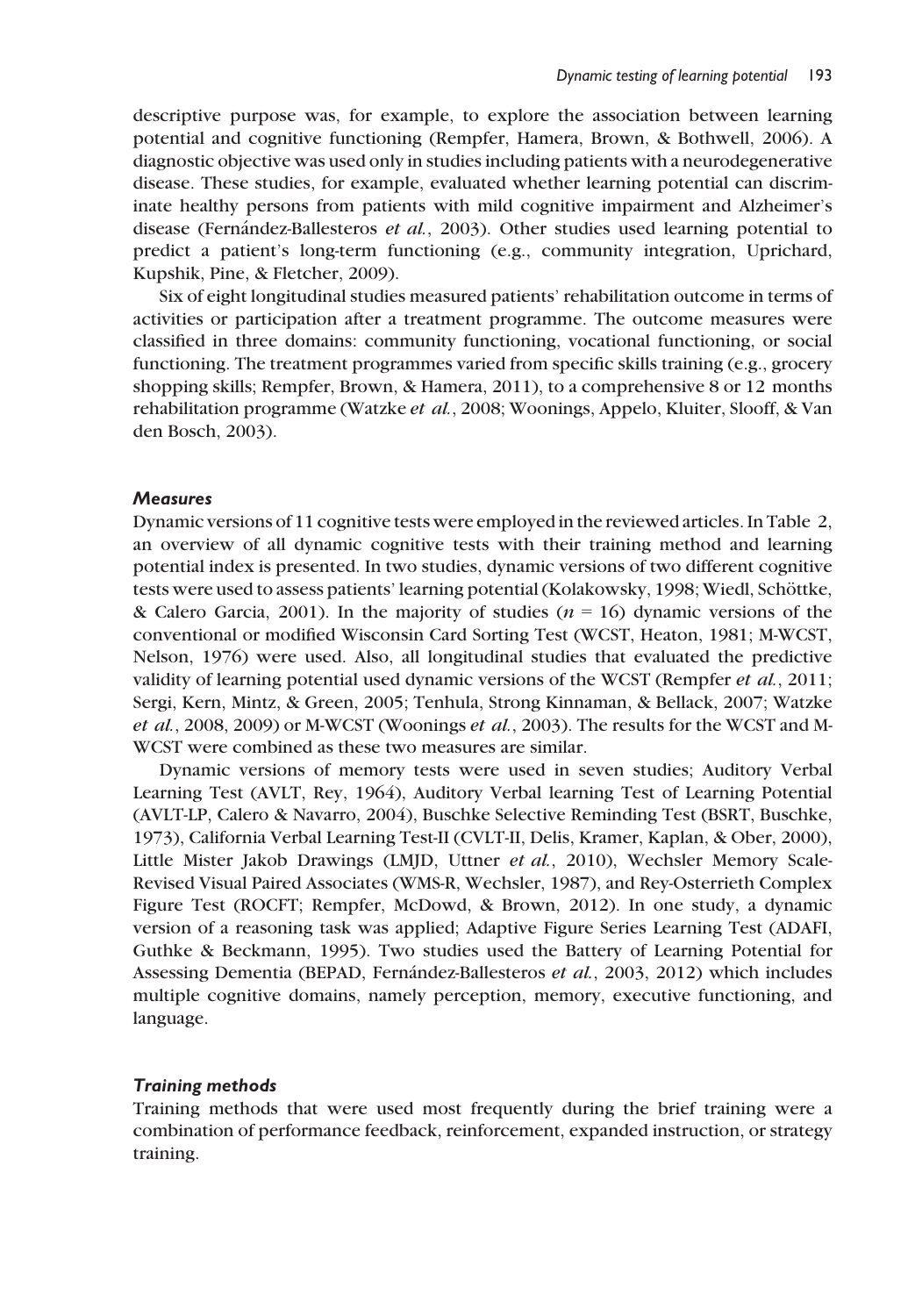descriptive purpose was, for example, to explore the association between learning potential and cognitive functioning (Rempfer, Hamera, Brown, & Bothwell, 2006). A diagnostic objective was used only in studies including patients with a neurodegenerative disease. These studies, for example, evaluated whether learning potential can discriminate healthy persons from patients with mild cognitive impairment and Alzheimer's disease (Fernández-Ballesteros *et al.*, 2003). Other studies used learning potential to predict a patient's long-term functioning (e.g., community integration, Uprichard, Kupshik, Pine, & Fletcher, 2009).

Six of eight longitudinal studies measured patients' rehabilitation outcome in terms of activities or participation after a treatment programme. The outcome measures were classified in three domains: community functioning, vocational functioning, or social functioning. The treatment programmes varied from specific skills training (e.g., grocery shopping skills; Rempfer, Brown, & Hamera, 2011), to a comprehensive 8 or 12 months rehabilitation programme (Watzke *et al.*, 2008; Woonings, Appelo, Kluiter, Slooff, & Van den Bosch, 2003).

### *Measures*

Dynamic versions of 11 cognitive tests were employed in the reviewed articles. In Table 2, an overview of all dynamic cognitive tests with their training method and learning potential index is presented. In two studies, dynamic versions of two different cognitive tests were used to assess patients' learning potential (Kolakowsky, 1998; Wiedl, Schöttke, & Calero Garcia, 2001). In the majority of studies ($n = 16$) dynamic versions of the conventional or modified Wisconsin Card Sorting Test (WCST, Heaton, 1981; M-WCST, Nelson, 1976) were used. Also, all longitudinal studies that evaluated the predictive validity of learning potential used dynamic versions of the WCST (Rempfer *et al.*, 2011; Sergi, Kern, Mintz, & Green, 2005; Tenhula, Strong Kinnaman, & Bellack, 2007; Watzke *et al.*, 2008, 2009) or M-WCST (Woonings *et al.*, 2003). The results for the WCST and M-WCST were combined as these two measures are similar.

Dynamic versions of memory tests were used in seven studies; Auditory Verbal Learning Test (AVLT, Rey, 1964), Auditory Verbal learning Test of Learning Potential (AVLT-LP, Calero & Navarro, 2004), Buschke Selective Reminding Test (BSRT, Buschke, 1973), California Verbal Learning Test-II (CVLT-II, Delis, Kramer, Kaplan, & Ober, 2000), Little Mister Jakob Drawings (LMJD, Uttner *et al.*, 2010), Wechsler Memory Scale-Revised Visual Paired Associates (WMS-R, Wechsler, 1987), and Rey-Osterrieth Complex Figure Test (ROCFT; Rempfer, McDowd, & Brown, 2012). In one study, a dynamic version of a reasoning task was applied; Adaptive Figure Series Learning Test (ADAFI, Guthke & Beckmann, 1995). Two studies used the Battery of Learning Potential for Assessing Dementia (BEPAD, Fernández-Ballesteros *et al.*, 2003, 2012) which includes multiple cognitive domains, namely perception, memory, executive functioning, and language.

### *Training methods*

Training methods that were used most frequently during the brief training were a combination of performance feedback, reinforcement, expanded instruction, or strategy training.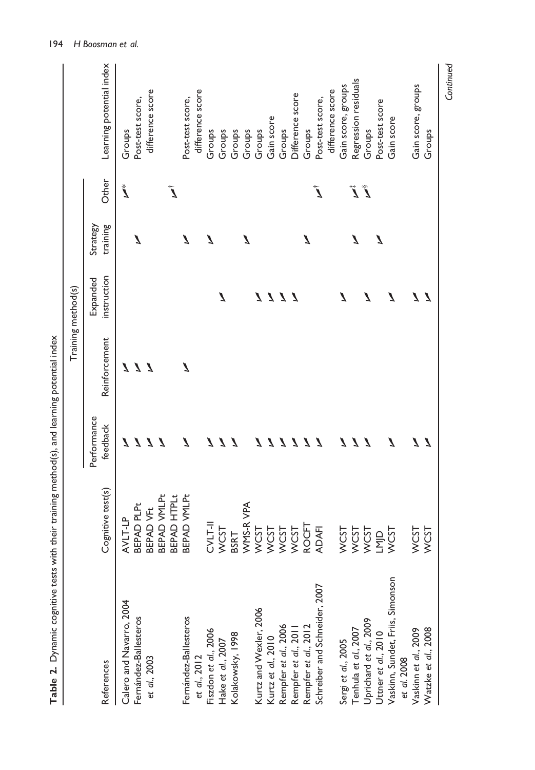**Table 2.** Dynamic cognitive tests with their training method(s), and learning potential index

| References | Cognitive test(s) | Training method(s) | | | | | Learning potential index |
|---|---|---|---|---|---|---|---|
| | | Performance feedback | Reinforcement | Expanded instruction | Strategy training | Other | |
| Calero and Navarro, 2004 | AVLT-LP | ✓ | ✓ | | | ✓* | Groups |
| Fernández-Ballesteros *et al.*, 2003 | BEPAD PLPt | ✓ | ✓ | | ✓ | | Post-test score, difference score |
| | BEPAD VFt | ✓ | ✓ | | | | |
| | BEPAD VMLPt | ✓ | | | | | |
| | BEPAD HTPLt | | | | | ✓† | |
| Fernández-Ballesteros *et al.*, 2012 | BEPAD VMLPt | ✓ | ✓ | | ✓ | | Post-test score, difference score |
| Fiszdon *et al.*, 2006 | CVLT-II | ✓ | | | ✓ | | Groups |
| Hake *et al.*, 2007 | WCST | ✓ | | ✓ | | | Groups |
| Kolakowsky, 1998 | BSRT | ✓ | | | | | Groups |
| | WMS-R VPA | | | | ✓ | | Groups |
| Kurtz and Wexler, 2006 | WCST | ✓ | | ✓ | | | Groups |
| Kurtz *et al.*, 2010 | WCST | ✓ | | ✓ | | | Gain score |
| Rempfer *et al.*, 2006 | WCST | ✓ | | ✓ | | | Groups |
| Rempfer *et al.*, 2011 | WCST | ✓ | | ✓ | | | Difference score |
| Rempfer *et al.*, 2012 | ROCFT | ✓ | | | ✓ | | Groups |
| Schreiber and Schneider, 2007 | ADAFI | ✓ | | | | ✓† | Post-test score, difference score |
| Sergi *et al.*, 2005 | WCST | ✓ | | ✓ | | | Gain score, groups |
| Tenhula *et al.*, 2007 | WCST | ✓ | | | ✓ | ✓‡ | Regression residuals |
| Uprichard *et al.*, 2009 | WCST | ✓ | | ✓ | | ✓§ | Groups |
| Uttner *et al.*, 2010 | LMJD | | | | ✓ | | Post-test score |
| Vaskinn, Sundet, Friis, Simonson *et al.* 2008 | WCST | ✓ | | ✓ | | | Gain score |
| Vaskinn *et al.*, 2009 | WCST | ✓ | | ✓ | | | Gain score, groups |
| Watzke *et al.*, 2008 | WCST | ✓ | | ✓ | | | Groups |

*Continued*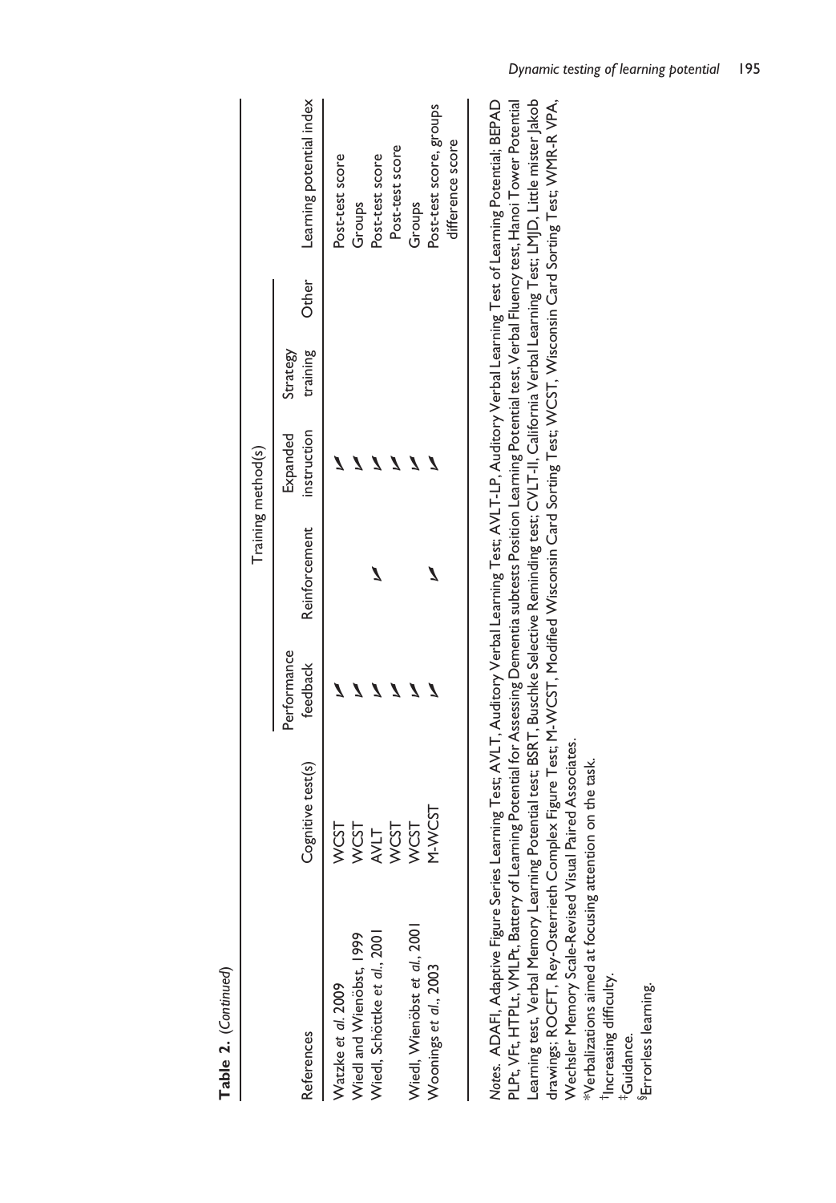**Table 2.** (*Continued*)

| References | Cognitive test(s) | Training method(s) | | | | | Learning potential index |
|---|---|---|---|---|---|---|---|
| | | Performance feedback | Reinforcement | Expanded instruction | Strategy training | Other | |
| Watzke *et al.* 2009 | WCST | ✓ | | ✓ | | | Post-test score |
| Wiedl and Wienöbst, 1999 | WCST | ✓ | | ✓ | | | Groups |
| Wiedl, Schöttke *et al.*, 2001 | AVLT | ✓ | ✓ | ✓ | | | Post-test score |
| | WCST | ✓ | | ✓ | | | Post-test score |
| Wiedl, Wienöbst *et al.*, 2001 | WCST | ✓ | | ✓ | | | Groups |
| Woonings *et al.*, 2003 | M-WCST | ✓ | ✓ | ✓ | | | Post-test score, groups difference score |

*Notes.* ADAFI, Adaptive Figure Series Learning Test; AVLT, Auditory Verbal Learning Test; AVLT-LP, Auditory Verbal Learning Test of Learning Potential; BEPAD PLPt, VFt, HTPLt, VMLPt, Battery of Learning Potential for Assessing Dementia subtests Position Learning Potential test, Verbal Fluency test, Hanoi Tower Potential Learning test, Verbal Memory Learning Potential test; BSRT, Buschke Selective Reminding test; CVLT-II, California Verbal Learning Test; LMJD, Little mister Jakob drawings; ROCFT, Rey-Osterrieth Complex Figure Test; M-WCST, Modified Wisconsin Card Sorting Test; WCST, Wisconsin Card Sorting Test; WMR-R VPA, Wechsler Memory Scale-Revised Visual Paired Associates.

*Verbalizations aimed at focusing attention on the task.

†Increasing difficulty.

‡Guidance.

§Errorless learning.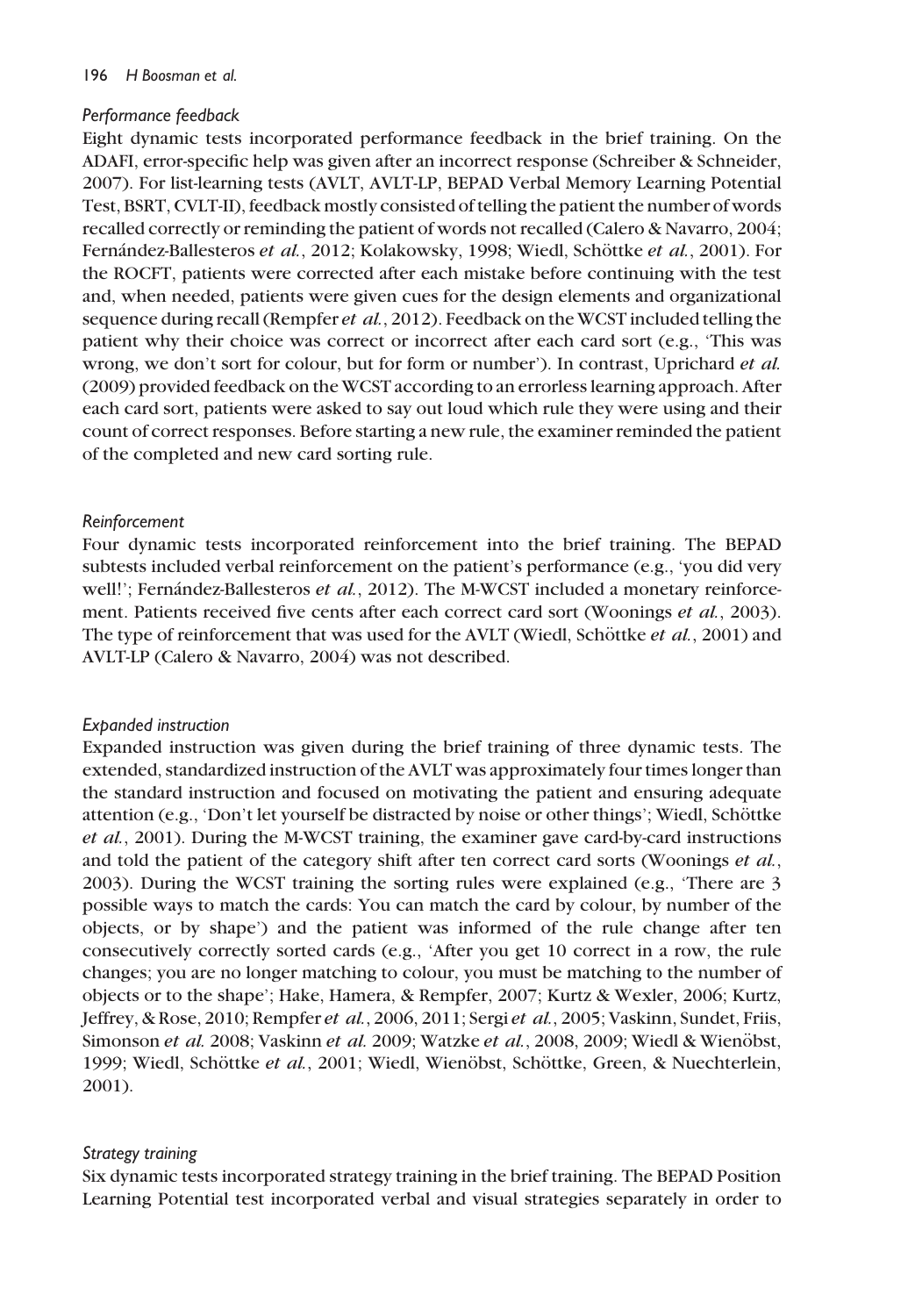#### *Performance feedback*

Eight dynamic tests incorporated performance feedback in the brief training. On the ADAFI, error-specific help was given after an incorrect response (Schreiber & Schneider, 2007). For list-learning tests (AVLT, AVLT-LP, BEPAD Verbal Memory Learning Potential Test, BSRT, CVLT-II), feedback mostly consisted of telling the patient the number of words recalled correctly or reminding the patient of words not recalled (Calero & Navarro, 2004; Fernández-Ballesteros *et al.*, 2012; Kolakowsky, 1998; Wiedl, Schöttke *et al.*, 2001). For the ROCFT, patients were corrected after each mistake before continuing with the test and, when needed, patients were given cues for the design elements and organizational sequence during recall (Rempfer *et al.*, 2012). Feedback on the WCST included telling the patient why their choice was correct or incorrect after each card sort (e.g., 'This was wrong, we don't sort for colour, but for form or number'). In contrast, Uprichard *et al.* (2009) provided feedback on the WCST according to an errorless learning approach. After each card sort, patients were asked to say out loud which rule they were using and their count of correct responses. Before starting a new rule, the examiner reminded the patient of the completed and new card sorting rule.

#### *Reinforcement*

Four dynamic tests incorporated reinforcement into the brief training. The BEPAD subtests included verbal reinforcement on the patient's performance (e.g., 'you did very well!'; Fernández-Ballesteros *et al.*, 2012). The M-WCST included a monetary reinforcement. Patients received five cents after each correct card sort (Woonings *et al.*, 2003). The type of reinforcement that was used for the AVLT (Wiedl, Schöttke *et al.*, 2001) and AVLT-LP (Calero & Navarro, 2004) was not described.

#### *Expanded instruction*

Expanded instruction was given during the brief training of three dynamic tests. The extended, standardized instruction of the AVLT was approximately four times longer than the standard instruction and focused on motivating the patient and ensuring adequate attention (e.g., 'Don't let yourself be distracted by noise or other things'; Wiedl, Schöttke *et al.*, 2001). During the M-WCST training, the examiner gave card-by-card instructions and told the patient of the category shift after ten correct card sorts (Woonings *et al.*, 2003). During the WCST training the sorting rules were explained (e.g., 'There are 3 possible ways to match the cards: You can match the card by colour, by number of the objects, or by shape') and the patient was informed of the rule change after ten consecutively correctly sorted cards (e.g., 'After you get 10 correct in a row, the rule changes; you are no longer matching to colour, you must be matching to the number of objects or to the shape'; Hake, Hamera, & Rempfer, 2007; Kurtz & Wexler, 2006; Kurtz, Jeffrey, & Rose, 2010; Rempfer *et al.*, 2006, 2011; Sergi *et al.*, 2005; Vaskinn, Sundet, Friis, Simonson *et al.* 2008; Vaskinn *et al.* 2009; Watzke *et al.*, 2008, 2009; Wiedl & Wienöbst, 1999; Wiedl, Schöttke *et al.*, 2001; Wiedl, Wienöbst, Schöttke, Green, & Nuechterlein, 2001).

#### *Strategy training*

Six dynamic tests incorporated strategy training in the brief training. The BEPAD Position Learning Potential test incorporated verbal and visual strategies separately in order to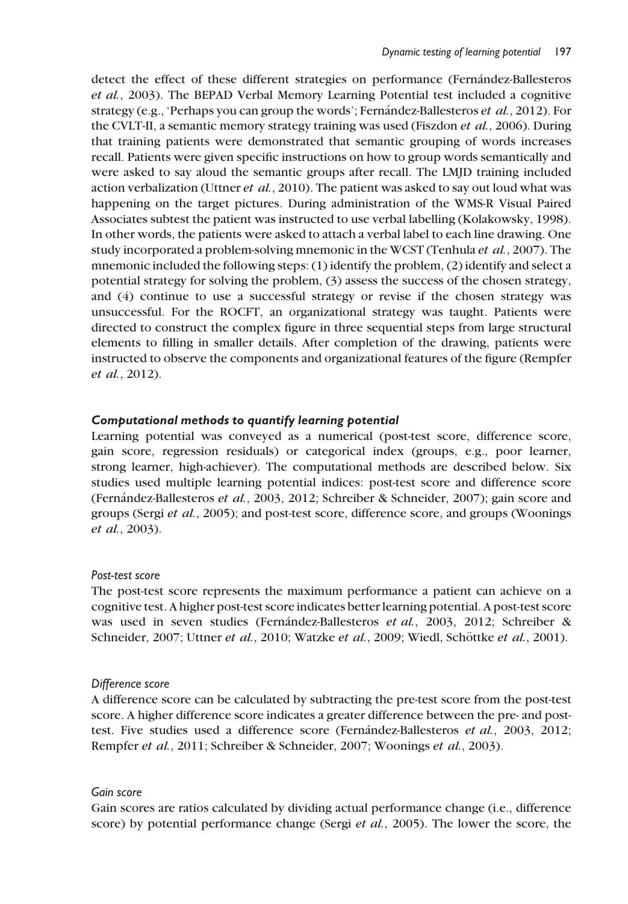detect the effect of these different strategies on performance (Fernández-Ballesteros *et al.*, 2003). The BEPAD Verbal Memory Learning Potential test included a cognitive strategy (e.g., 'Perhaps you can group the words'; Fernández-Ballesteros *et al.*, 2012). For the CVLT-II, a semantic memory strategy training was used (Fiszdon *et al.*, 2006). During that training patients were demonstrated that semantic grouping of words increases recall. Patients were given specific instructions on how to group words semantically and were asked to say aloud the semantic groups after recall. The LMJD training included action verbalization (Uttner *et al.*, 2010). The patient was asked to say out loud what was happening on the target pictures. During administration of the WMS-R Visual Paired Associates subtest the patient was instructed to use verbal labelling (Kolakowsky, 1998). In other words, the patients were asked to attach a verbal label to each line drawing. One study incorporated a problem-solving mnemonic in the WCST (Tenhula *et al.*, 2007). The mnemonic included the following steps: (1) identify the problem, (2) identify and select a potential strategy for solving the problem, (3) assess the success of the chosen strategy, and (4) continue to use a successful strategy or revise if the chosen strategy was unsuccessful. For the ROCFT, an organizational strategy was taught. Patients were directed to construct the complex figure in three sequential steps from large structural elements to filling in smaller details. After completion of the drawing, patients were instructed to observe the components and organizational features of the figure (Rempfer *et al.*, 2012).

### Computational methods to quantify learning potential

Learning potential was conveyed as a numerical (post-test score, difference score, gain score, regression residuals) or categorical index (groups, e.g., poor learner, strong learner, high-achiever). The computational methods are described below. Six studies used multiple learning potential indices: post-test score and difference score (Fernández-Ballesteros *et al.*, 2003, 2012; Schreiber & Schneider, 2007); gain score and groups (Sergi *et al.*, 2005); and post-test score, difference score, and groups (Woonings *et al.*, 2003).

#### Post-test score

The post-test score represents the maximum performance a patient can achieve on a cognitive test. A higher post-test score indicates better learning potential. A post-test score was used in seven studies (Fernández-Ballesteros *et al.*, 2003, 2012; Schreiber & Schneider, 2007; Uttner *et al.*, 2010; Watzke *et al.*, 2009; Wiedl, Schöttke *et al.*, 2001).

#### Difference score

A difference score can be calculated by subtracting the pre-test score from the post-test score. A higher difference score indicates a greater difference between the pre- and post-test. Five studies used a difference score (Fernández-Ballesteros *et al.*, 2003, 2012; Rempfer *et al.*, 2011; Schreiber & Schneider, 2007; Woonings *et al.*, 2003).

#### Gain score

Gain scores are ratios calculated by dividing actual performance change (i.e., difference score) by potential performance change (Sergi *et al.*, 2005). The lower the score, the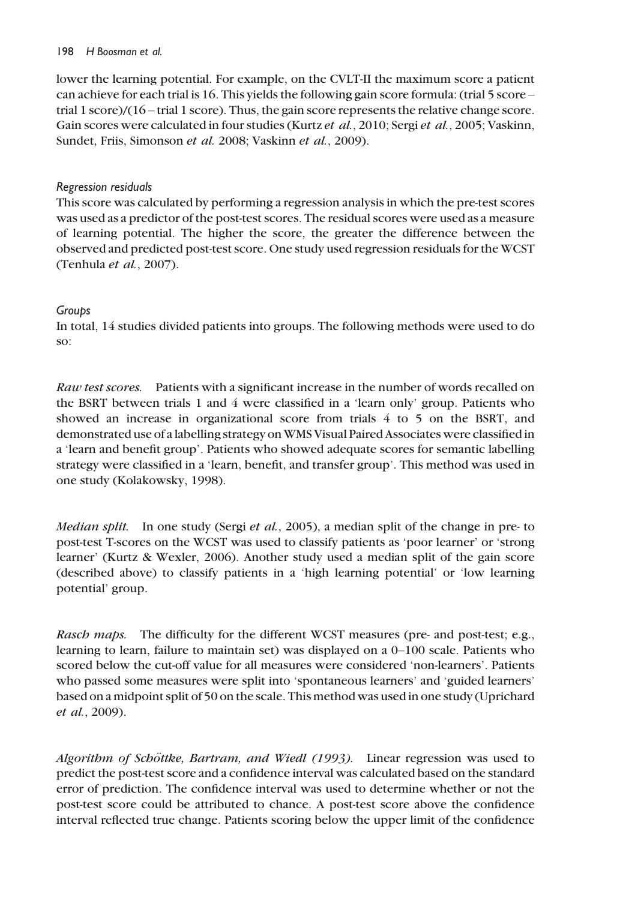lower the learning potential. For example, on the CVLT-II the maximum score a patient can achieve for each trial is 16. This yields the following gain score formula: (trial 5 score – trial 1 score)/(16 – trial 1 score). Thus, the gain score represents the relative change score. Gain scores were calculated in four studies (Kurtz *et al.*, 2010; Sergi *et al.*, 2005; Vaskinn, Sundet, Friis, Simonson *et al.* 2008; Vaskinn *et al.*, 2009).

### Regression residuals

This score was calculated by performing a regression analysis in which the pre-test scores was used as a predictor of the post-test scores. The residual scores were used as a measure of learning potential. The higher the score, the greater the difference between the observed and predicted post-test score. One study used regression residuals for the WCST (Tenhula *et al.*, 2007).

### Groups

In total, 14 studies divided patients into groups. The following methods were used to do so:

*Raw test scores.* Patients with a significant increase in the number of words recalled on the BSRT between trials 1 and 4 were classified in a 'learn only' group. Patients who showed an increase in organizational score from trials 4 to 5 on the BSRT, and demonstrated use of a labelling strategy on WMS Visual Paired Associates were classified in a 'learn and benefit group'. Patients who showed adequate scores for semantic labelling strategy were classified in a 'learn, benefit, and transfer group'. This method was used in one study (Kolakowsky, 1998).

*Median split.* In one study (Sergi *et al.*, 2005), a median split of the change in pre- to post-test T-scores on the WCST was used to classify patients as 'poor learner' or 'strong learner' (Kurtz & Wexler, 2006). Another study used a median split of the gain score (described above) to classify patients in a 'high learning potential' or 'low learning potential' group.

*Rasch maps.* The difficulty for the different WCST measures (pre- and post-test; e.g., learning to learn, failure to maintain set) was displayed on a 0–100 scale. Patients who scored below the cut-off value for all measures were considered 'non-learners'. Patients who passed some measures were split into 'spontaneous learners' and 'guided learners' based on a midpoint split of 50 on the scale. This method was used in one study (Uprichard *et al.*, 2009).

*Algorithm of Schöttke, Bartram, and Wiedl (1993).* Linear regression was used to predict the post-test score and a confidence interval was calculated based on the standard error of prediction. The confidence interval was used to determine whether or not the post-test score could be attributed to chance. A post-test score above the confidence interval reflected true change. Patients scoring below the upper limit of the confidence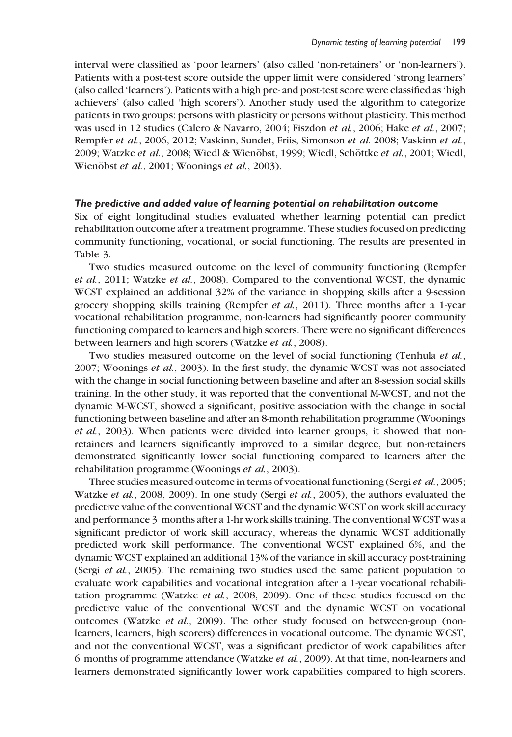interval were classified as 'poor learners' (also called 'non-retainers' or 'non-learners'). Patients with a post-test score outside the upper limit were considered 'strong learners' (also called 'learners'). Patients with a high pre- and post-test score were classified as 'high achievers' (also called 'high scorers'). Another study used the algorithm to categorize patients in two groups: persons with plasticity or persons without plasticity. This method was used in 12 studies (Calero & Navarro, 2004; Fiszdon *et al.*, 2006; Hake *et al.*, 2007; Rempfer *et al.*, 2006, 2012; Vaskinn, Sundet, Friis, Simonson *et al.* 2008; Vaskinn *et al.*, 2009; Watzke *et al.*, 2008; Wiedl & Wienöbst, 1999; Wiedl, Schöttke *et al.*, 2001; Wiedl, Wienöbst *et al.*, 2001; Woonings *et al.*, 2003).

#### *The predictive and added value of learning potential on rehabilitation outcome*

Six of eight longitudinal studies evaluated whether learning potential can predict rehabilitation outcome after a treatment programme. These studies focused on predicting community functioning, vocational, or social functioning. The results are presented in Table 3.

Two studies measured outcome on the level of community functioning (Rempfer *et al.*, 2011; Watzke *et al.*, 2008). Compared to the conventional WCST, the dynamic WCST explained an additional 32% of the variance in shopping skills after a 9-session grocery shopping skills training (Rempfer *et al.*, 2011). Three months after a 1-year vocational rehabilitation programme, non-learners had significantly poorer community functioning compared to learners and high scorers. There were no significant differences between learners and high scorers (Watzke *et al.*, 2008).

Two studies measured outcome on the level of social functioning (Tenhula *et al.*, 2007; Woonings *et al.*, 2003). In the first study, the dynamic WCST was not associated with the change in social functioning between baseline and after an 8-session social skills training. In the other study, it was reported that the conventional M-WCST, and not the dynamic M-WCST, showed a significant, positive association with the change in social functioning between baseline and after an 8-month rehabilitation programme (Woonings *et al.*, 2003). When patients were divided into learner groups, it showed that non-retainers and learners significantly improved to a similar degree, but non-retainers demonstrated significantly lower social functioning compared to learners after the rehabilitation programme (Woonings *et al.*, 2003).

Three studies measured outcome in terms of vocational functioning (Sergi *et al.*, 2005; Watzke *et al.*, 2008, 2009). In one study (Sergi *et al.*, 2005), the authors evaluated the predictive value of the conventional WCST and the dynamic WCST on work skill accuracy and performance 3 months after a 1-hr work skills training. The conventional WCST was a significant predictor of work skill accuracy, whereas the dynamic WCST additionally predicted work skill performance. The conventional WCST explained 6%, and the dynamic WCST explained an additional 13% of the variance in skill accuracy post-training (Sergi *et al.*, 2005). The remaining two studies used the same patient population to evaluate work capabilities and vocational integration after a 1-year vocational rehabilitation programme (Watzke *et al.*, 2008, 2009). One of these studies focused on the predictive value of the conventional WCST and the dynamic WCST on vocational outcomes (Watzke *et al.*, 2009). The other study focused on between-group (non-learners, learners, high scorers) differences in vocational outcome. The dynamic WCST, and not the conventional WCST, was a significant predictor of work capabilities after 6 months of programme attendance (Watzke *et al.*, 2009). At that time, non-learners and learners demonstrated significantly lower work capabilities compared to high scorers.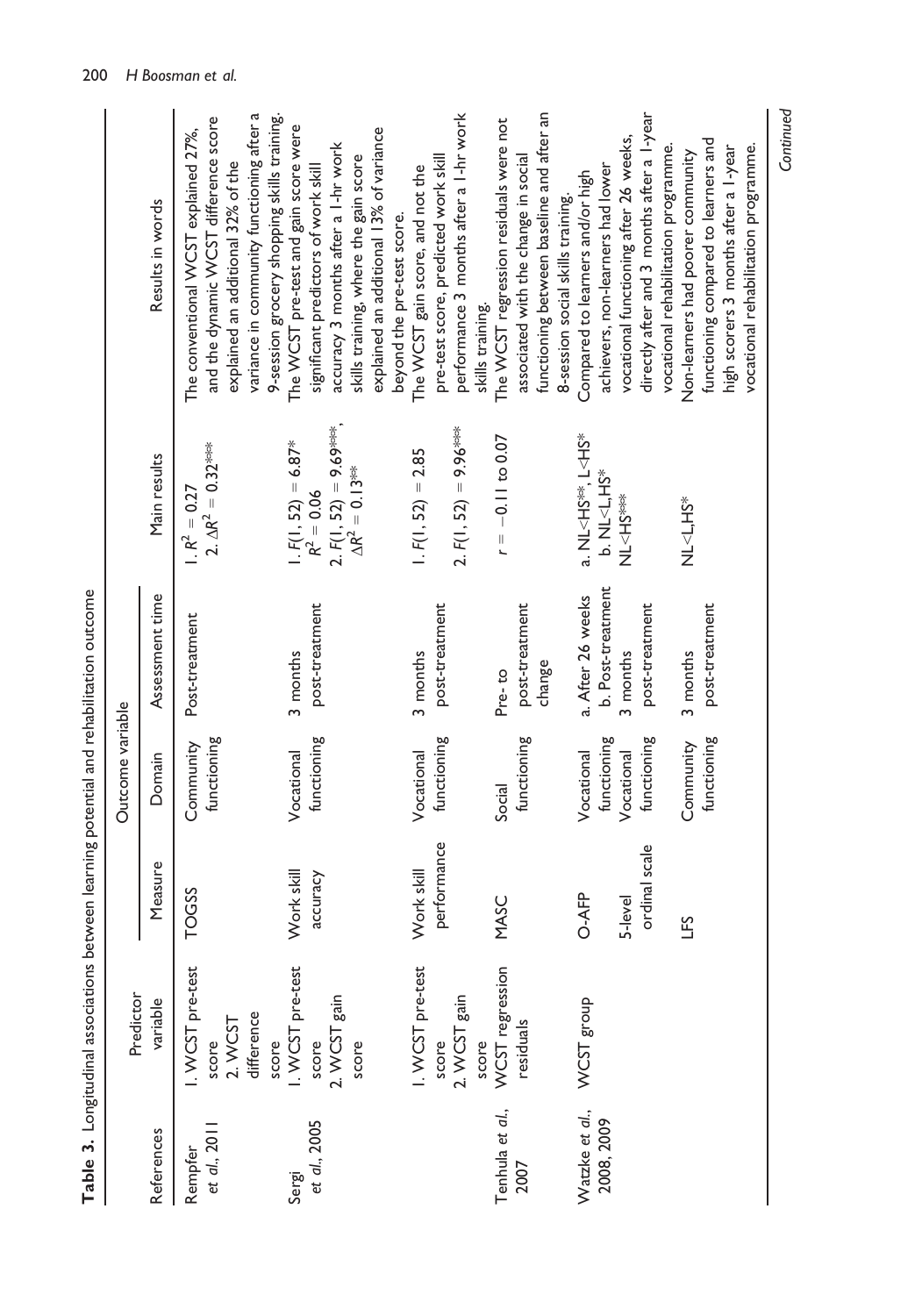**Table 3.** Longitudinal associations between learning potential and rehabilitation outcome

| References | Predictor variable | Outcome variable | | | Main results | Results in words |
|---|---|---|---|---|---|---|
| | | Measure | Domain | Assessment time | | |
| Rempfer *et al.*, 2011 | 1. WCST pre-test score<br>2. WCST difference score | TOGSS | Community functioning | Post-treatment | 1. $R^2 = 0.27$<br>2. $\Delta R^2 = 0.32$*** | The conventional WCST explained 27%, and the dynamic WCST difference score explained an additional 32% of the variance in community functioning after a 9-session grocery shopping skills training. |
| Sergi *et al.*, 2005 | 1. WCST pre-test score<br>2. WCST gain score | Work skill accuracy | Vocational functioning | 3 months post-treatment | 1. $F(1, 52) = 6.87$*<br>$R^2 = 0.06$<br>2. $F(1, 52) = 9.69$***,<br>$\Delta R^2 = 0.13$** | The WCST pre-test and gain score were significant predictors of work skill accuracy 3 months after a 1-hr work skills training, where the gain score explained an additional 13% of variance beyond the pre-test score. |
| | 1. WCST pre-test score<br>2. WCST gain score | Work skill performance | Vocational functioning | 3 months post-treatment | 1. $F(1, 52) = 2.85$<br>2. $F(1, 52) = 9.96$*** | The WCST gain score, and not the pre-test score, predicted work skill performance 3 months after a 1-hr work skills training. |
| Tenhula *et al.*, 2007 | WCST regression residuals | MASC | Social functioning | Pre- to post-treatment change | $r = -0.11$ to $0.07$ | The WCST regression residuals were not associated with the change in social functioning between baseline and after an 8-session social skills training. |
| Watzke *et al.*, 2008, 2009 | WCST group | O-AFP | Vocational functioning | a. After 26 weeks<br>b. Post-treatment | a. NL<HS**, L<HS*<br>b. NL<L,HS* | Compared to learners and/or high achievers, non-learners had lower vocational functioning after 26 weeks, directly after and 3 months after a 1-year vocational rehabilitation programme. |
| | | 5-level ordinal scale | Vocational functioning | 3 months post-treatment | NL<HS*** | |
| | | LFS | Community functioning | 3 months post-treatment | NL<L,HS* | Non-learners had poorer community functioning compared to learners and high scorers 3 months after a 1-year vocational rehabilitation programme. |

*Continued*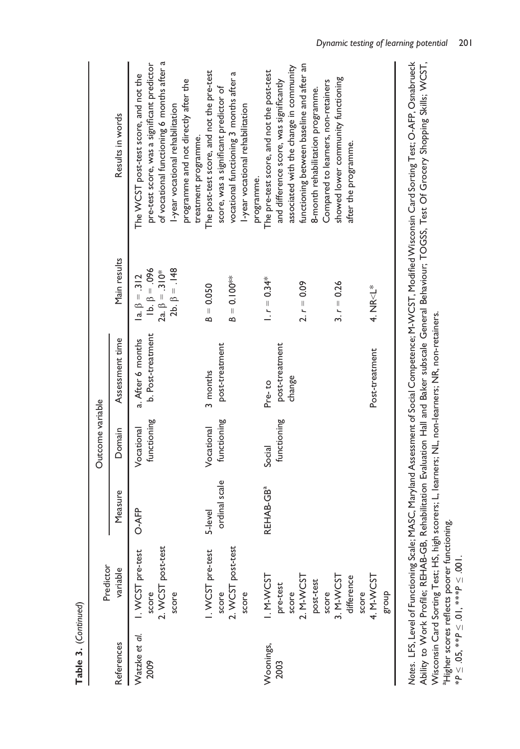**Table 3.** (*Continued*)

| References | Predictor variable | Outcome variable | | | Main results | Results in words |
|---|---|---|---|---|---|---|
| | | Measure | Domain | Assessment time | | |
| Watzke *et al.* 2009 | 1. WCST pre-test score<br>2. WCST post-test score | O-AFP | Vocational functioning | a. After 6 months<br>b. Post-treatment | 1a. $\beta = .312$<br>1b. $\beta = .096$<br>2a. $\beta = .310^{*}$<br>2b. $\beta = .148$ | The WCST post-test score, and not the pre-test score, was a significant predictor of vocational functioning 6 months after a 1-year vocational rehabilitation programme and not directly after the treatment programme. |
| | 1. WCST pre-test score<br>2. WCST post-test score | 5-level ordinal scale | Vocational functioning | 3 months post-treatment | $B = 0.050$<br>$B = 0.100^{**}$ | The post-test score, and not the pre-test score, was a significant predictor of vocational functioning 3 months after a 1-year vocational rehabilitation programme. |
| Woonings, 2003 | 1. M-WCST pre-test score<br>2. M-WCST post-test score<br>3. M-WCST difference score<br>4. M-WCST group | REHAB-GB[a] | Social functioning | Pre- to post-treatment change<br><br><br>Post-treatment | 1. $r = 0.34^{*}$<br>2. $r = 0.09$<br>3. $r = 0.26$<br>4. NR<L* | The pre-test score, and not the post-test and difference score, was significantly associated with the change in community functioning between baseline and after an 8-month rehabilitation programme. Compared to learners, non-retainers showed lower community functioning after the programme. |

*Notes.* LFS, Level of Functioning Scale; MASC, Maryland Assessment of Social Competence; M-WCST, Modified Wisconsin Card Sorting Test; O-AFP, Osnabrueck Ability to Work Profile; REHAB-GB, Rehabilitation Evaluation Hall and Baker subscale General Behaviour; TOGSS, Test Of Grocery Shopping Skills; WCST, Wisconsin Card Sorting Test; HS, high scorers; L, learners; NL, non-learners; NR, non-retainers.

[a]Higher scores reflects poorer functioning.

$^{*}P \leq .05$, $^{**}P \leq .01$, $^{***}P \leq .001$.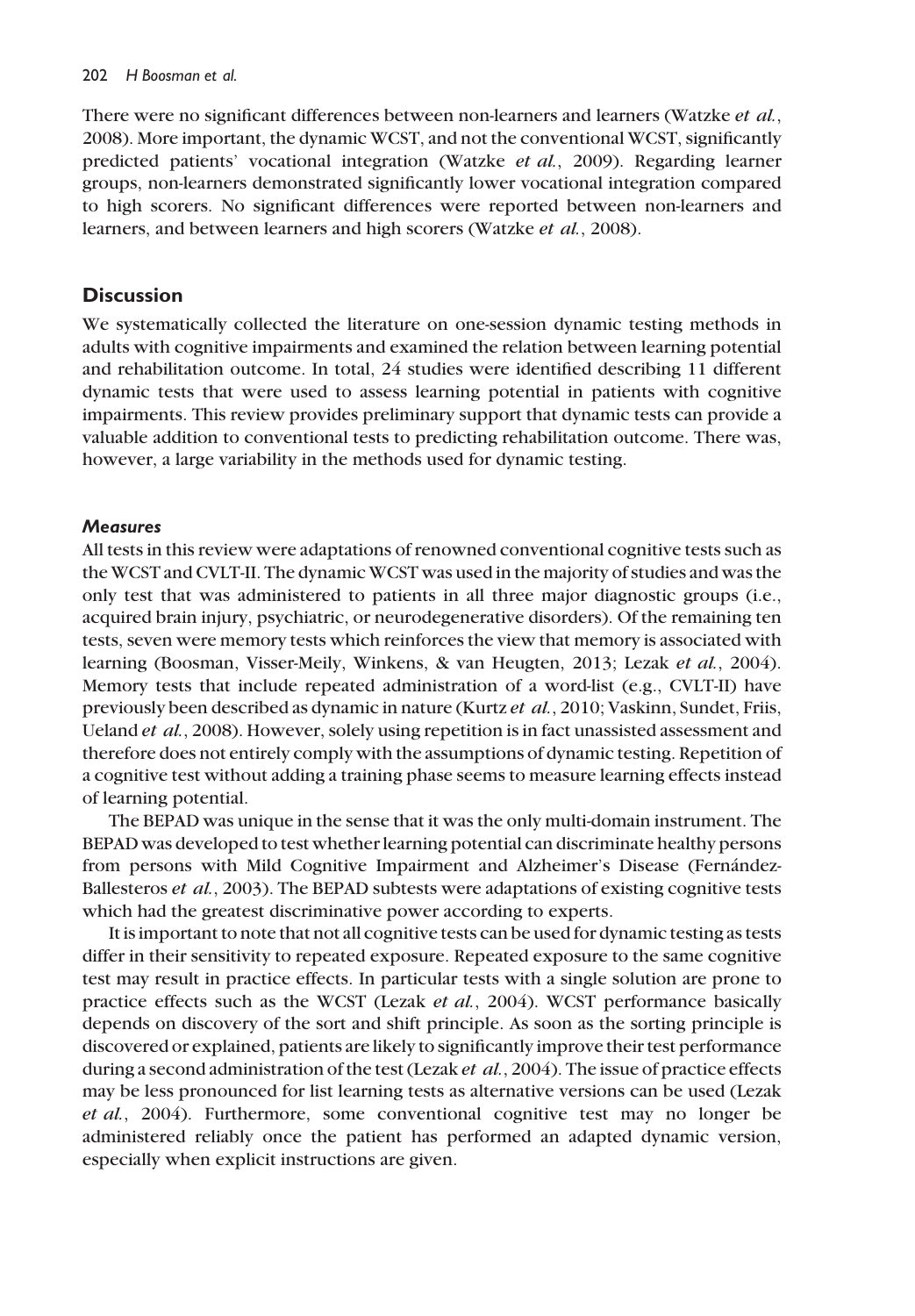There were no significant differences between non-learners and learners (Watzke *et al.*, 2008). More important, the dynamic WCST, and not the conventional WCST, significantly predicted patients' vocational integration (Watzke *et al.*, 2009). Regarding learner groups, non-learners demonstrated significantly lower vocational integration compared to high scorers. No significant differences were reported between non-learners and learners, and between learners and high scorers (Watzke *et al.*, 2008).

## Discussion

We systematically collected the literature on one-session dynamic testing methods in adults with cognitive impairments and examined the relation between learning potential and rehabilitation outcome. In total, 24 studies were identified describing 11 different dynamic tests that were used to assess learning potential in patients with cognitive impairments. This review provides preliminary support that dynamic tests can provide a valuable addition to conventional tests to predicting rehabilitation outcome. There was, however, a large variability in the methods used for dynamic testing.

### *Measures*

All tests in this review were adaptations of renowned conventional cognitive tests such as the WCST and CVLT-II. The dynamic WCST was used in the majority of studies and was the only test that was administered to patients in all three major diagnostic groups (i.e., acquired brain injury, psychiatric, or neurodegenerative disorders). Of the remaining ten tests, seven were memory tests which reinforces the view that memory is associated with learning (Boosman, Visser-Meily, Winkens, & van Heugten, 2013; Lezak *et al.*, 2004). Memory tests that include repeated administration of a word-list (e.g., CVLT-II) have previously been described as dynamic in nature (Kurtz *et al.*, 2010; Vaskinn, Sundet, Friis, Ueland *et al.*, 2008). However, solely using repetition is in fact unassisted assessment and therefore does not entirely comply with the assumptions of dynamic testing. Repetition of a cognitive test without adding a training phase seems to measure learning effects instead of learning potential.

The BEPAD was unique in the sense that it was the only multi-domain instrument. The BEPAD was developed to test whether learning potential can discriminate healthy persons from persons with Mild Cognitive Impairment and Alzheimer's Disease (Fernández-Ballesteros *et al.*, 2003). The BEPAD subtests were adaptations of existing cognitive tests which had the greatest discriminative power according to experts.

It is important to note that not all cognitive tests can be used for dynamic testing as tests differ in their sensitivity to repeated exposure. Repeated exposure to the same cognitive test may result in practice effects. In particular tests with a single solution are prone to practice effects such as the WCST (Lezak *et al.*, 2004). WCST performance basically depends on discovery of the sort and shift principle. As soon as the sorting principle is discovered or explained, patients are likely to significantly improve their test performance during a second administration of the test (Lezak *et al.*, 2004). The issue of practice effects may be less pronounced for list learning tests as alternative versions can be used (Lezak *et al.*, 2004). Furthermore, some conventional cognitive test may no longer be administered reliably once the patient has performed an adapted dynamic version, especially when explicit instructions are given.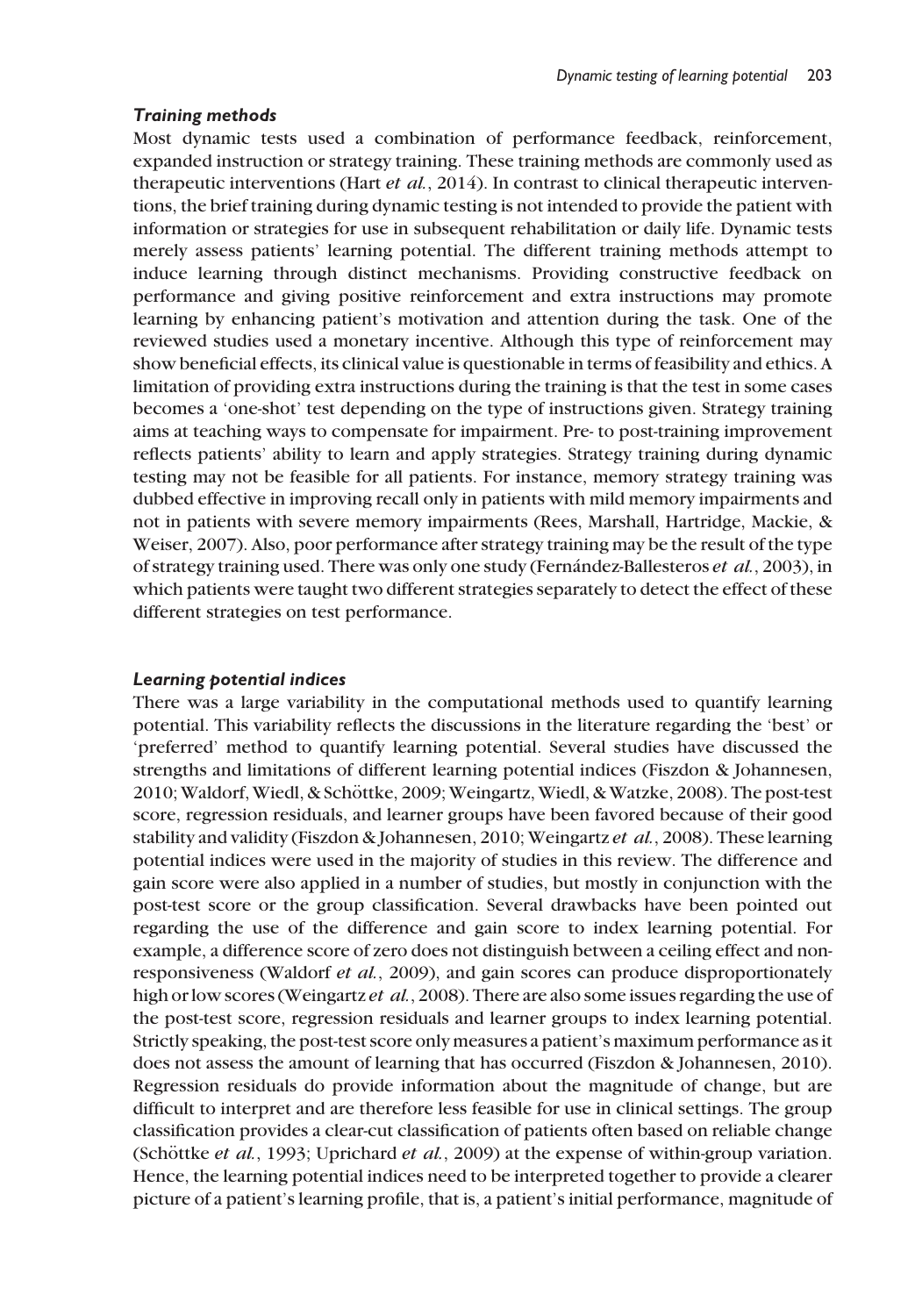### *Training methods*

Most dynamic tests used a combination of performance feedback, reinforcement, expanded instruction or strategy training. These training methods are commonly used as therapeutic interventions (Hart *et al.*, 2014). In contrast to clinical therapeutic interventions, the brief training during dynamic testing is not intended to provide the patient with information or strategies for use in subsequent rehabilitation or daily life. Dynamic tests merely assess patients' learning potential. The different training methods attempt to induce learning through distinct mechanisms. Providing constructive feedback on performance and giving positive reinforcement and extra instructions may promote learning by enhancing patient's motivation and attention during the task. One of the reviewed studies used a monetary incentive. Although this type of reinforcement may show beneficial effects, its clinical value is questionable in terms of feasibility and ethics. A limitation of providing extra instructions during the training is that the test in some cases becomes a 'one-shot' test depending on the type of instructions given. Strategy training aims at teaching ways to compensate for impairment. Pre- to post-training improvement reflects patients' ability to learn and apply strategies. Strategy training during dynamic testing may not be feasible for all patients. For instance, memory strategy training was dubbed effective in improving recall only in patients with mild memory impairments and not in patients with severe memory impairments (Rees, Marshall, Hartridge, Mackie, & Weiser, 2007). Also, poor performance after strategy training may be the result of the type of strategy training used. There was only one study (Fernández-Ballesteros *et al.*, 2003), in which patients were taught two different strategies separately to detect the effect of these different strategies on test performance.

### *Learning potential indices*

There was a large variability in the computational methods used to quantify learning potential. This variability reflects the discussions in the literature regarding the 'best' or 'preferred' method to quantify learning potential. Several studies have discussed the strengths and limitations of different learning potential indices (Fiszdon & Johannesen, 2010; Waldorf, Wiedl, & Schöttke, 2009; Weingartz, Wiedl, & Watzke, 2008). The post-test score, regression residuals, and learner groups have been favored because of their good stability and validity (Fiszdon & Johannesen, 2010; Weingartz *et al.*, 2008). These learning potential indices were used in the majority of studies in this review. The difference and gain score were also applied in a number of studies, but mostly in conjunction with the post-test score or the group classification. Several drawbacks have been pointed out regarding the use of the difference and gain score to index learning potential. For example, a difference score of zero does not distinguish between a ceiling effect and non-responsiveness (Waldorf *et al.*, 2009), and gain scores can produce disproportionately high or low scores (Weingartz *et al.*, 2008). There are also some issues regarding the use of the post-test score, regression residuals and learner groups to index learning potential. Strictly speaking, the post-test score only measures a patient's maximum performance as it does not assess the amount of learning that has occurred (Fiszdon & Johannesen, 2010). Regression residuals do provide information about the magnitude of change, but are difficult to interpret and are therefore less feasible for use in clinical settings. The group classification provides a clear-cut classification of patients often based on reliable change (Schöttke *et al.*, 1993; Uprichard *et al.*, 2009) at the expense of within-group variation. Hence, the learning potential indices need to be interpreted together to provide a clearer picture of a patient's learning profile, that is, a patient's initial performance, magnitude of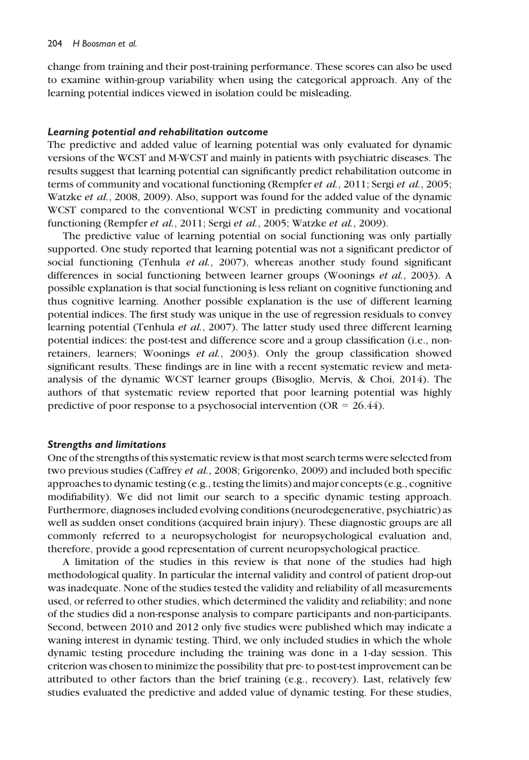change from training and their post-training performance. These scores can also be used to examine within-group variability when using the categorical approach. Any of the learning potential indices viewed in isolation could be misleading.

### *Learning potential and rehabilitation outcome*

The predictive and added value of learning potential was only evaluated for dynamic versions of the WCST and M-WCST and mainly in patients with psychiatric diseases. The results suggest that learning potential can significantly predict rehabilitation outcome in terms of community and vocational functioning (Rempfer *et al.*, 2011; Sergi *et al.*, 2005; Watzke *et al.*, 2008, 2009). Also, support was found for the added value of the dynamic WCST compared to the conventional WCST in predicting community and vocational functioning (Rempfer *et al.*, 2011; Sergi *et al.*, 2005; Watzke *et al.*, 2009).

The predictive value of learning potential on social functioning was only partially supported. One study reported that learning potential was not a significant predictor of social functioning (Tenhula *et al.*, 2007), whereas another study found significant differences in social functioning between learner groups (Woonings *et al.*, 2003). A possible explanation is that social functioning is less reliant on cognitive functioning and thus cognitive learning. Another possible explanation is the use of different learning potential indices. The first study was unique in the use of regression residuals to convey learning potential (Tenhula *et al.*, 2007). The latter study used three different learning potential indices: the post-test and difference score and a group classification (i.e., non-retainers, learners; Woonings *et al.*, 2003). Only the group classification showed significant results. These findings are in line with a recent systematic review and meta-analysis of the dynamic WCST learner groups (Bisoglio, Mervis, & Choi, 2014). The authors of that systematic review reported that poor learning potential was highly predictive of poor response to a psychosocial intervention (OR = 26.44).

### *Strengths and limitations*

One of the strengths of this systematic review is that most search terms were selected from two previous studies (Caffrey *et al.*, 2008; Grigorenko, 2009) and included both specific approaches to dynamic testing (e.g., testing the limits) and major concepts (e.g., cognitive modifiability). We did not limit our search to a specific dynamic testing approach. Furthermore, diagnoses included evolving conditions (neurodegenerative, psychiatric) as well as sudden onset conditions (acquired brain injury). These diagnostic groups are all commonly referred to a neuropsychologist for neuropsychological evaluation and, therefore, provide a good representation of current neuropsychological practice.

A limitation of the studies in this review is that none of the studies had high methodological quality. In particular the internal validity and control of patient drop-out was inadequate. None of the studies tested the validity and reliability of all measurements used, or referred to other studies, which determined the validity and reliability; and none of the studies did a non-response analysis to compare participants and non-participants. Second, between 2010 and 2012 only five studies were published which may indicate a waning interest in dynamic testing. Third, we only included studies in which the whole dynamic testing procedure including the training was done in a 1-day session. This criterion was chosen to minimize the possibility that pre- to post-test improvement can be attributed to other factors than the brief training (e.g., recovery). Last, relatively few studies evaluated the predictive and added value of dynamic testing. For these studies,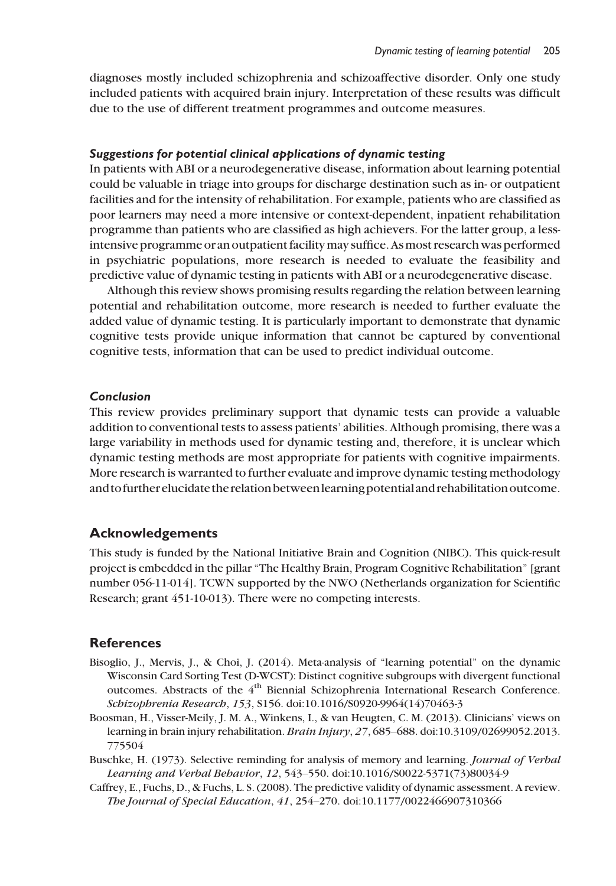diagnoses mostly included schizophrenia and schizoaffective disorder. Only one study included patients with acquired brain injury. Interpretation of these results was difficult due to the use of different treatment programmes and outcome measures.

### *Suggestions for potential clinical applications of dynamic testing*

In patients with ABI or a neurodegenerative disease, information about learning potential could be valuable in triage into groups for discharge destination such as in- or outpatient facilities and for the intensity of rehabilitation. For example, patients who are classified as poor learners may need a more intensive or context-dependent, inpatient rehabilitation programme than patients who are classified as high achievers. For the latter group, a less-intensive programme or an outpatient facility may suffice. As most research was performed in psychiatric populations, more research is needed to evaluate the feasibility and predictive value of dynamic testing in patients with ABI or a neurodegenerative disease.

Although this review shows promising results regarding the relation between learning potential and rehabilitation outcome, more research is needed to further evaluate the added value of dynamic testing. It is particularly important to demonstrate that dynamic cognitive tests provide unique information that cannot be captured by conventional cognitive tests, information that can be used to predict individual outcome.

### *Conclusion*

This review provides preliminary support that dynamic tests can provide a valuable addition to conventional tests to assess patients' abilities. Although promising, there was a large variability in methods used for dynamic testing and, therefore, it is unclear which dynamic testing methods are most appropriate for patients with cognitive impairments. More research is warranted to further evaluate and improve dynamic testing methodology and to further elucidate the relation between learning potential and rehabilitation outcome.

## Acknowledgements

This study is funded by the National Initiative Brain and Cognition (NIBC). This quick-result project is embedded in the pillar "The Healthy Brain, Program Cognitive Rehabilitation" [grant number 056-11-014]. TCWN supported by the NWO (Netherlands organization for Scientific Research; grant 451-10-013). There were no competing interests.

## References

Bisoglio, J., Mervis, J., & Choi, J. (2014). Meta-analysis of "learning potential" on the dynamic Wisconsin Card Sorting Test (D-WCST): Distinct cognitive subgroups with divergent functional outcomes. Abstracts of the 4th Biennial Schizophrenia International Research Conference. *Schizophrenia Research*, *153*, S156. doi:10.1016/S0920-9964(14)70463-3

Boosman, H., Visser-Meily, J. M. A., Winkens, I., & van Heugten, C. M. (2013). Clinicians' views on learning in brain injury rehabilitation. *Brain Injury*, *27*, 685–688. doi:10.3109/02699052.2013.775504

Buschke, H. (1973). Selective reminding for analysis of memory and learning. *Journal of Verbal Learning and Verbal Behavior*, *12*, 543–550. doi:10.1016/S0022-5371(73)80034-9

Caffrey, E., Fuchs, D., & Fuchs, L. S. (2008). The predictive validity of dynamic assessment. A review. *The Journal of Special Education*, *41*, 254–270. doi:10.1177/0022466907310366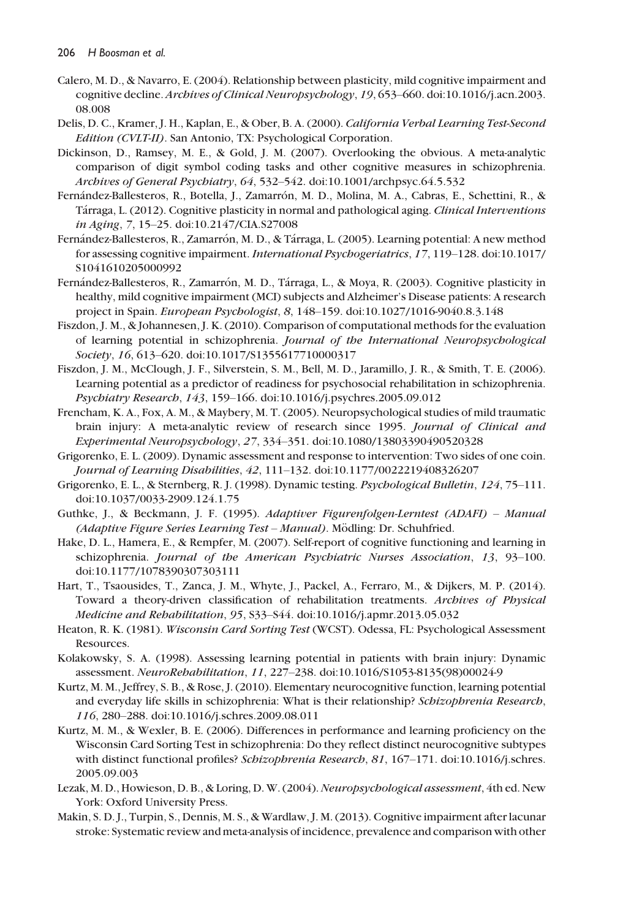Calero, M. D., & Navarro, E. (2004). Relationship between plasticity, mild cognitive impairment and cognitive decline. *Archives of Clinical Neuropsychology*, *19*, 653–660. doi:10.1016/j.acn.2003.08.008

Delis, D. C., Kramer, J. H., Kaplan, E., & Ober, B. A. (2000). *California Verbal Learning Test-Second Edition (CVLT-II)*. San Antonio, TX: Psychological Corporation.

Dickinson, D., Ramsey, M. E., & Gold, J. M. (2007). Overlooking the obvious. A meta-analytic comparison of digit symbol coding tasks and other cognitive measures in schizophrenia. *Archives of General Psychiatry*, *64*, 532–542. doi:10.1001/archpsyc.64.5.532

Fernández-Ballesteros, R., Botella, J., Zamarrón, M. D., Molina, M. A., Cabras, E., Schettini, R., & Tárraga, L. (2012). Cognitive plasticity in normal and pathological aging. *Clinical Interventions in Aging*, *7*, 15–25. doi:10.2147/CIA.S27008

Fernández-Ballesteros, R., Zamarrón, M. D., & Tárraga, L. (2005). Learning potential: A new method for assessing cognitive impairment. *International Psychogeriatrics*, *17*, 119–128. doi:10.1017/S1041610205000992

Fernández-Ballesteros, R., Zamarrón, M. D., Tárraga, L., & Moya, R. (2003). Cognitive plasticity in healthy, mild cognitive impairment (MCI) subjects and Alzheimer's Disease patients: A research project in Spain. *European Psychologist*, *8*, 148–159. doi:10.1027/1016-9040.8.3.148

Fiszdon, J. M., & Johannesen, J. K. (2010). Comparison of computational methods for the evaluation of learning potential in schizophrenia. *Journal of the International Neuropsychological Society*, *16*, 613–620. doi:10.1017/S1355617710000317

Fiszdon, J. M., McClough, J. F., Silverstein, S. M., Bell, M. D., Jaramillo, J. R., & Smith, T. E. (2006). Learning potential as a predictor of readiness for psychosocial rehabilitation in schizophrenia. *Psychiatry Research*, *143*, 159–166. doi:10.1016/j.psychres.2005.09.012

Frencham, K. A., Fox, A. M., & Maybery, M. T. (2005). Neuropsychological studies of mild traumatic brain injury: A meta-analytic review of research since 1995. *Journal of Clinical and Experimental Neuropsychology*, *27*, 334–351. doi:10.1080/13803390490520328

Grigorenko, E. L. (2009). Dynamic assessment and response to intervention: Two sides of one coin. *Journal of Learning Disabilities*, *42*, 111–132. doi:10.1177/0022219408326207

Grigorenko, E. L., & Sternberg, R. J. (1998). Dynamic testing. *Psychological Bulletin*, *124*, 75–111. doi:10.1037/0033-2909.124.1.75

Guthke, J., & Beckmann, J. F. (1995). *Adaptiver Figurenfolgen-Lerntest (ADAFI) – Manual (Adaptive Figure Series Learning Test – Manual)*. Mödling: Dr. Schuhfried.

Hake, D. L., Hamera, E., & Rempfer, M. (2007). Self-report of cognitive functioning and learning in schizophrenia. *Journal of the American Psychiatric Nurses Association*, *13*, 93–100. doi:10.1177/1078390307303111

Hart, T., Tsaousides, T., Zanca, J. M., Whyte, J., Packel, A., Ferraro, M., & Dijkers, M. P. (2014). Toward a theory-driven classification of rehabilitation treatments. *Archives of Physical Medicine and Rehabilitation*, *95*, S33–S44. doi:10.1016/j.apmr.2013.05.032

Heaton, R. K. (1981). *Wisconsin Card Sorting Test* (WCST). Odessa, FL: Psychological Assessment Resources.

Kolakowsky, S. A. (1998). Assessing learning potential in patients with brain injury: Dynamic assessment. *NeuroRehabilitation*, *11*, 227–238. doi:10.1016/S1053-8135(98)00024-9

Kurtz, M. M., Jeffrey, S. B., & Rose, J. (2010). Elementary neurocognitive function, learning potential and everyday life skills in schizophrenia: What is their relationship? *Schizophrenia Research*, *116*, 280–288. doi:10.1016/j.schres.2009.08.011

Kurtz, M. M., & Wexler, B. E. (2006). Differences in performance and learning proficiency on the Wisconsin Card Sorting Test in schizophrenia: Do they reflect distinct neurocognitive subtypes with distinct functional profiles? *Schizophrenia Research*, *81*, 167–171. doi:10.1016/j.schres.2005.09.003

Lezak, M. D., Howieson, D. B., & Loring, D. W. (2004). *Neuropsychological assessment*, 4th ed. New York: Oxford University Press.

Makin, S. D. J., Turpin, S., Dennis, M. S., & Wardlaw, J. M. (2013). Cognitive impairment after lacunar stroke: Systematic review and meta-analysis of incidence, prevalence and comparison with other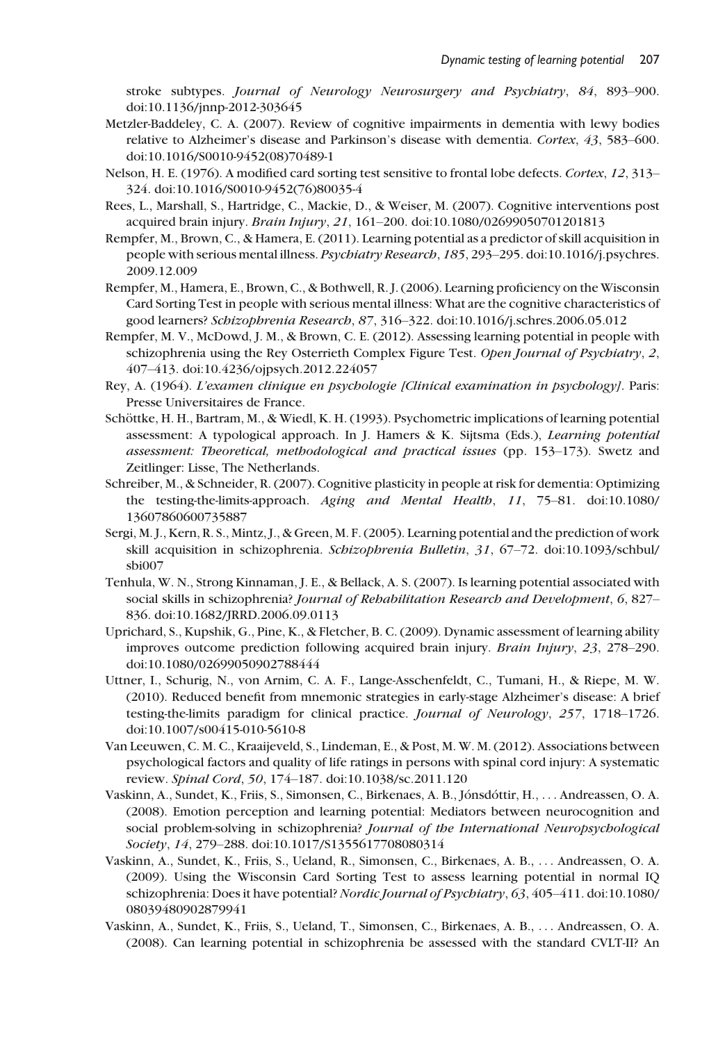stroke subtypes. *Journal of Neurology Neurosurgery and Psychiatry*, *84*, 893–900. doi:10.1136/jnnp-2012-303645

Metzler-Baddeley, C. A. (2007). Review of cognitive impairments in dementia with lewy bodies relative to Alzheimer's disease and Parkinson's disease with dementia. *Cortex*, *43*, 583–600. doi:10.1016/S0010-9452(08)70489-1

Nelson, H. E. (1976). A modified card sorting test sensitive to frontal lobe defects. *Cortex*, *12*, 313–324. doi:10.1016/S0010-9452(76)80035-4

Rees, L., Marshall, S., Hartridge, C., Mackie, D., & Weiser, M. (2007). Cognitive interventions post acquired brain injury. *Brain Injury*, *21*, 161–200. doi:10.1080/02699050701201813

Rempfer, M., Brown, C., & Hamera, E. (2011). Learning potential as a predictor of skill acquisition in people with serious mental illness. *Psychiatry Research*, *185*, 293–295. doi:10.1016/j.psychres.2009.12.009

Rempfer, M., Hamera, E., Brown, C., & Bothwell, R. J. (2006). Learning proficiency on the Wisconsin Card Sorting Test in people with serious mental illness: What are the cognitive characteristics of good learners? *Schizophrenia Research*, *87*, 316–322. doi:10.1016/j.schres.2006.05.012

Rempfer, M. V., McDowd, J. M., & Brown, C. E. (2012). Assessing learning potential in people with schizophrenia using the Rey Osterrieth Complex Figure Test. *Open Journal of Psychiatry*, *2*, 407–413. doi:10.4236/ojpsych.2012.224057

Rey, A. (1964). *L'examen clinique en psychologie [Clinical examination in psychology]*. Paris: Presse Universitaires de France.

Schöttke, H. H., Bartram, M., & Wiedl, K. H. (1993). Psychometric implications of learning potential assessment: A typological approach. In J. Hamers & K. Sijtsma (Eds.), *Learning potential assessment: Theoretical, methodological and practical issues* (pp. 153–173). Swetz and Zeitlinger: Lisse, The Netherlands.

Schreiber, M., & Schneider, R. (2007). Cognitive plasticity in people at risk for dementia: Optimizing the testing-the-limits-approach. *Aging and Mental Health*, *11*, 75–81. doi:10.1080/13607860600735887

Sergi, M. J., Kern, R. S., Mintz, J., & Green, M. F. (2005). Learning potential and the prediction of work skill acquisition in schizophrenia. *Schizophrenia Bulletin*, *31*, 67–72. doi:10.1093/schbul/sbi007

Tenhula, W. N., Strong Kinnaman, J. E., & Bellack, A. S. (2007). Is learning potential associated with social skills in schizophrenia? *Journal of Rehabilitation Research and Development*, *6*, 827–836. doi:10.1682/JRRD.2006.09.0113

Uprichard, S., Kupshik, G., Pine, K., & Fletcher, B. C. (2009). Dynamic assessment of learning ability improves outcome prediction following acquired brain injury. *Brain Injury*, *23*, 278–290. doi:10.1080/02699050902788444

Uttner, I., Schurig, N., von Arnim, C. A. F., Lange-Asschenfeldt, C., Tumani, H., & Riepe, M. W. (2010). Reduced benefit from mnemonic strategies in early-stage Alzheimer's disease: A brief testing-the-limits paradigm for clinical practice. *Journal of Neurology*, *257*, 1718–1726. doi:10.1007/s00415-010-5610-8

Van Leeuwen, C. M. C., Kraaijeveld, S., Lindeman, E., & Post, M. W. M. (2012). Associations between psychological factors and quality of life ratings in persons with spinal cord injury: A systematic review. *Spinal Cord*, *50*, 174–187. doi:10.1038/sc.2011.120

Vaskinn, A., Sundet, K., Friis, S., Simonsen, C., Birkenaes, A. B., Jónsdóttir, H., . . . Andreassen, O. A. (2008). Emotion perception and learning potential: Mediators between neurocognition and social problem-solving in schizophrenia? *Journal of the International Neuropsychological Society*, *14*, 279–288. doi:10.1017/S1355617708080314

Vaskinn, A., Sundet, K., Friis, S., Ueland, R., Simonsen, C., Birkenaes, A. B., . . . Andreassen, O. A. (2009). Using the Wisconsin Card Sorting Test to assess learning potential in normal IQ schizophrenia: Does it have potential? *Nordic Journal of Psychiatry*, *63*, 405–411. doi:10.1080/08039480902879941

Vaskinn, A., Sundet, K., Friis, S., Ueland, T., Simonsen, C., Birkenaes, A. B., . . . Andreassen, O. A. (2008). Can learning potential in schizophrenia be assessed with the standard CVLT-II? An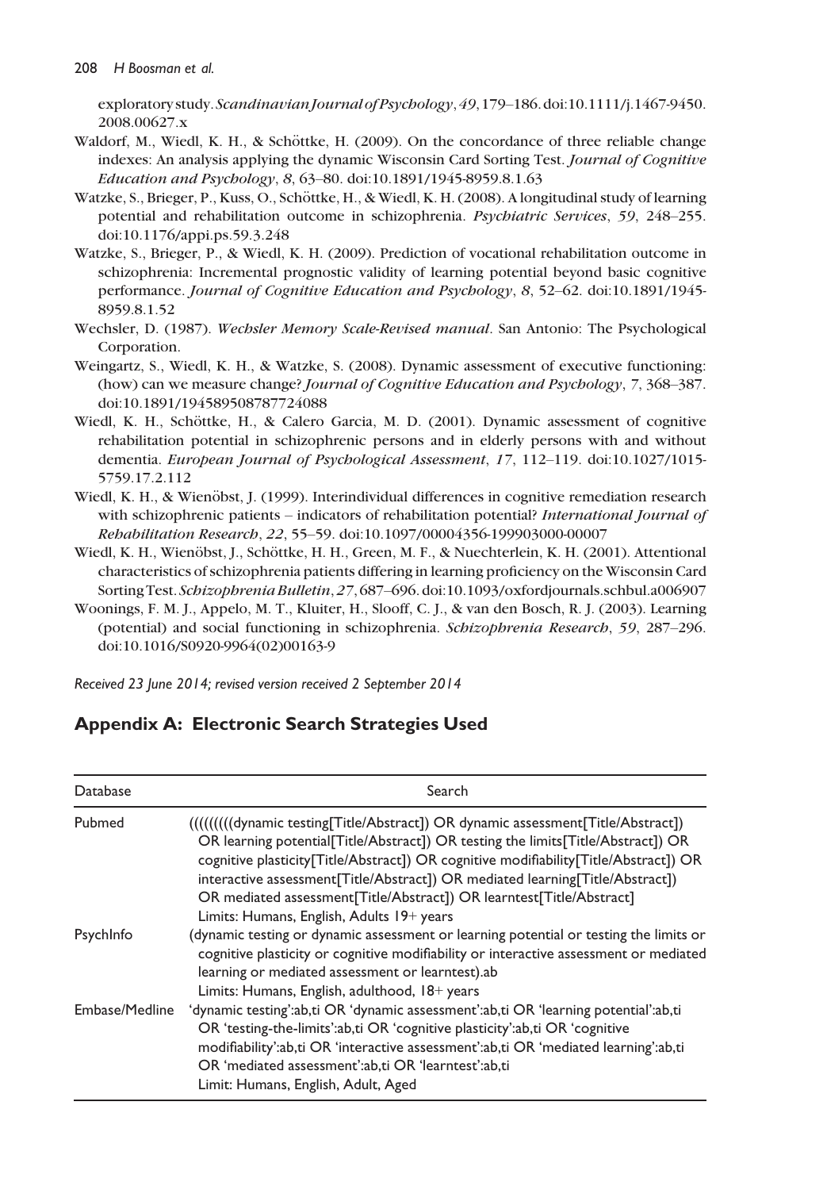exploratory study. *Scandinavian Journal of Psychology*, *49*, 179–186. doi:10.1111/j.1467-9450.2008.00627.x

Waldorf, M., Wiedl, K. H., & Schöttke, H. (2009). On the concordance of three reliable change indexes: An analysis applying the dynamic Wisconsin Card Sorting Test. *Journal of Cognitive Education and Psychology*, *8*, 63–80. doi:10.1891/1945-8959.8.1.63

Watzke, S., Brieger, P., Kuss, O., Schöttke, H., & Wiedl, K. H. (2008). A longitudinal study of learning potential and rehabilitation outcome in schizophrenia. *Psychiatric Services*, *59*, 248–255. doi:10.1176/appi.ps.59.3.248

Watzke, S., Brieger, P., & Wiedl, K. H. (2009). Prediction of vocational rehabilitation outcome in schizophrenia: Incremental prognostic validity of learning potential beyond basic cognitive performance. *Journal of Cognitive Education and Psychology*, *8*, 52–62. doi:10.1891/1945-8959.8.1.52

Wechsler, D. (1987). *Wechsler Memory Scale-Revised manual*. San Antonio: The Psychological Corporation.

Weingartz, S., Wiedl, K. H., & Watzke, S. (2008). Dynamic assessment of executive functioning: (how) can we measure change? *Journal of Cognitive Education and Psychology*, *7*, 368–387. doi:10.1891/194589508787724088

Wiedl, K. H., Schöttke, H., & Calero Garcia, M. D. (2001). Dynamic assessment of cognitive rehabilitation potential in schizophrenic persons and in elderly persons with and without dementia. *European Journal of Psychological Assessment*, *17*, 112–119. doi:10.1027/1015-5759.17.2.112

Wiedl, K. H., & Wienöbst, J. (1999). Interindividual differences in cognitive remediation research with schizophrenic patients – indicators of rehabilitation potential? *International Journal of Rehabilitation Research*, *22*, 55–59. doi:10.1097/00004356-199903000-00007

Wiedl, K. H., Wienöbst, J., Schöttke, H. H., Green, M. F., & Nuechterlein, K. H. (2001). Attentional characteristics of schizophrenia patients differing in learning proficiency on the Wisconsin Card Sorting Test. *Schizophrenia Bulletin*, *27*, 687–696. doi:10.1093/oxfordjournals.schbul.a006907

Woonings, F. M. J., Appelo, M. T., Kluiter, H., Slooff, C. J., & van den Bosch, R. J. (2003). Learning (potential) and social functioning in schizophrenia. *Schizophrenia Research*, *59*, 287–296. doi:10.1016/S0920-9964(02)00163-9

*Received 23 June 2014; revised version received 2 September 2014*

## Appendix A: Electronic Search Strategies Used

| Database | Search |
|---|---|
| Pubmed | (((((((((dynamic testing[Title/Abstract]) OR dynamic assessment[Title/Abstract]) OR learning potential[Title/Abstract]) OR testing the limits[Title/Abstract]) OR cognitive plasticity[Title/Abstract]) OR cognitive modifiability[Title/Abstract]) OR interactive assessment[Title/Abstract]) OR mediated learning[Title/Abstract]) OR mediated assessment[Title/Abstract]) OR learntest[Title/Abstract] Limits: Humans, English, Adults 19+ years |
| PsychInfo | (dynamic testing or dynamic assessment or learning potential or testing the limits or cognitive plasticity or cognitive modifiability or interactive assessment or mediated learning or mediated assessment or learntest).ab Limits: Humans, English, adulthood, 18+ years |
| Embase/Medline | 'dynamic testing':ab,ti OR 'dynamic assessment':ab,ti OR 'learning potential':ab,ti OR 'testing-the-limits':ab,ti OR 'cognitive plasticity':ab,ti OR 'cognitive modifiability':ab,ti OR 'interactive assessment':ab,ti OR 'mediated learning':ab,ti OR 'mediated assessment':ab,ti OR 'learntest':ab,ti Limit: Humans, English, Adult, Aged |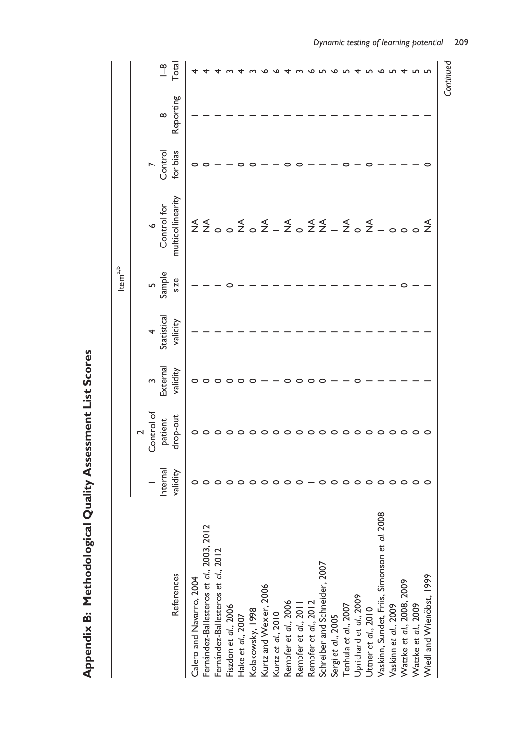## Appendix B: Methodological Quality Assessment List Scores

| References | Item[a,b] | | | | | | | | |
|---|---|---|---|---|---|---|---|---|---|
| | 1 Internal validity | 2 Control of patient drop-out | 3 External validity | 4 Statistical validity | 5 Sample size | 6 Control for multicollinearity | 7 Control for bias | 8 Reporting | 1–8 Total |
| Calero and Navarro, 2004 | 0 | 0 | 0 | 1 | 1 | NA | 0 | 1 | 4 |
| Fernández-Ballesteros *et al.*, 2003, 2012 | 0 | 0 | 0 | 1 | 1 | NA | 0 | 1 | 4 |
| Fernández-Ballesteros *et al.*, 2012 | 0 | 0 | 0 | 1 | 1 | 0 | 1 | 1 | 4 |
| Fiszdon *et al.*, 2006 | 0 | 0 | 0 | 1 | 0 | 0 | 1 | 1 | 3 |
| Hake *et al.*, 2007 | 0 | 0 | 0 | 1 | 1 | NA | 0 | 1 | 4 |
| Kolakowsky, 1998 | 0 | 0 | 0 | 1 | 1 | 0 | 0 | 1 | 3 |
| Kurtz and Wexler, 2006 | 0 | 0 | 1 | 1 | 1 | NA | 1 | 1 | 6 |
| Kurtz *et al.*, 2010 | 0 | 0 | 1 | 1 | 1 | 1 | 1 | 1 | 6 |
| Rempfer *et al.*, 2006 | 0 | 0 | 0 | 1 | 1 | NA | 0 | 1 | 4 |
| Rempfer *et al.*, 2011 | 0 | 0 | 0 | 1 | 1 | 0 | 0 | 1 | 3 |
| Rempfer *et al.*, 2012 | 1 | 0 | 0 | 1 | 1 | NA | 1 | 1 | 6 |
| Schreiber and Schneider, 2007 | 0 | 0 | 0 | 1 | 1 | NA | 1 | 1 | 5 |
| Sergi *et al.*, 2005 | 0 | 0 | 1 | 1 | 1 | 1 | 1 | 1 | 6 |
| Tenhula *et al.*, 2007 | 0 | 0 | 1 | 1 | 1 | NA | 0 | 1 | 5 |
| Uprichard *et al.*, 2009 | 0 | 0 | 0 | 1 | 1 | 0 | 1 | 1 | 4 |
| Uttner *et al.*, 2010 | 0 | 0 | 1 | 1 | 1 | NA | 0 | 1 | 5 |
| Vaskinn, Sundet, Friis, Simonson *et al.* 2008 | 0 | 0 | 1 | 1 | 1 | 1 | 1 | 1 | 6 |
| Vaskinn *et al.*, 2009 | 0 | 0 | 1 | 1 | 1 | 0 | 1 | 1 | 5 |
| Watzke *et al.*, 2008, 2009 | 0 | 0 | 1 | 1 | 0 | 0 | 1 | 1 | 4 |
| Watzke *et al.*, 2009 | 0 | 0 | 1 | 1 | 1 | 0 | 1 | 1 | 5 |
| Wiedl and Wienöbst, 1999 | 0 | 0 | 1 | 1 | 1 | NA | 0 | 1 | 5 |

*Continued*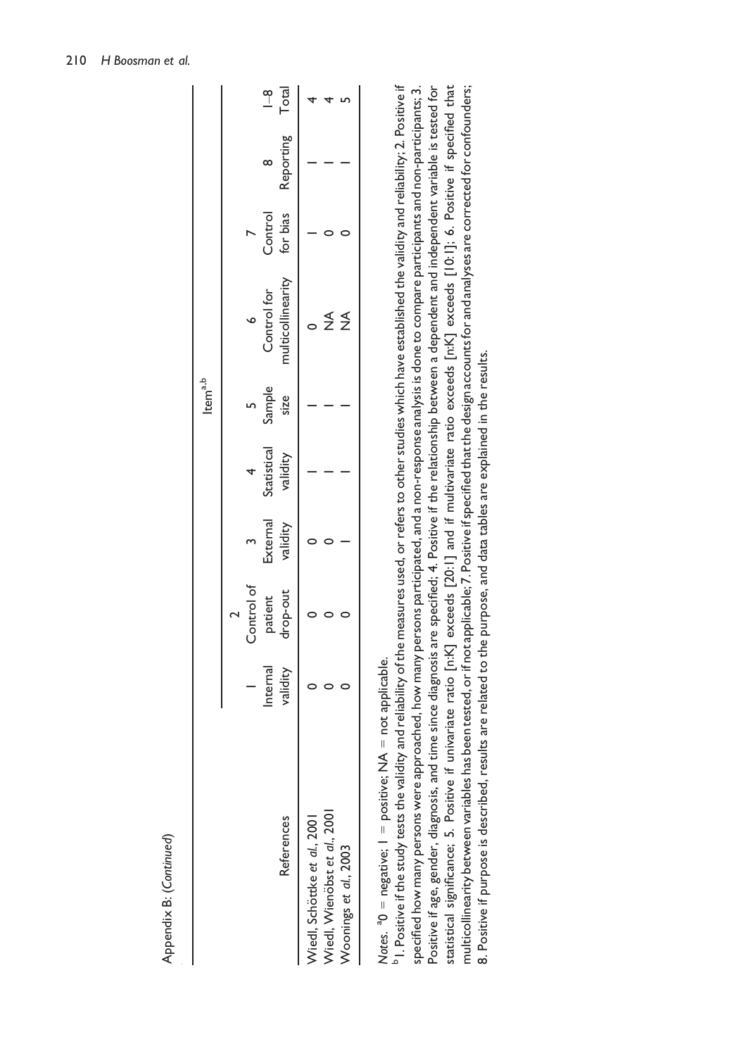Appendix B: (*Continued*)

| References | Item[a,b] | | | | | | | | |
|---|---|---|---|---|---|---|---|---|---|
| | 1 Internal validity | 2 Control of patient drop-out | 3 External validity | 4 Statistical validity | 5 Sample size | 6 Control for multicollinearity | 7 Control for bias | 8 Reporting | 1–8 Total |
| Wiedl, Schöttke *et al.*, 2001 | 0 | 0 | 0 | 1 | 1 | 0 | 1 | 1 | 4 |
| Wiedl, Wienöbst *et al.*, 2001 | 0 | 0 | 0 | 1 | 1 | NA | 0 | 1 | 4 |
| Woonings *et al.*, 2003 | 0 | 0 | 1 | 1 | 1 | NA | 0 | 1 | 5 |

*Notes.* [a]0 = negative; 1 = positive; NA = not applicable.

[b]1. Positive if the study tests the validity and reliability of the measures used, or refers to other studies which have established the validity and reliability; 2. Positive if specified how many persons were approached, how many persons participated, and a non-response analysis is done to compare participants and non-participants; 3. Positive if age, gender, diagnosis, and time since diagnosis are specified; 4. Positive if the relationship between a dependent and independent variable is tested for statistical significance; 5. Positive if univariate ratio [n:K] exceeds [20:1] and if multivariate ratio exceeds [n:K] exceeds [10:1]; 6. Positive if specified that multicollinearity between variables has been tested, or if not applicable; 7. Positive if specified that the design accounts for and analyses are corrected for confounders; 8. Positive if purpose is described, results are related to the purpose, and data tables are explained in the results.